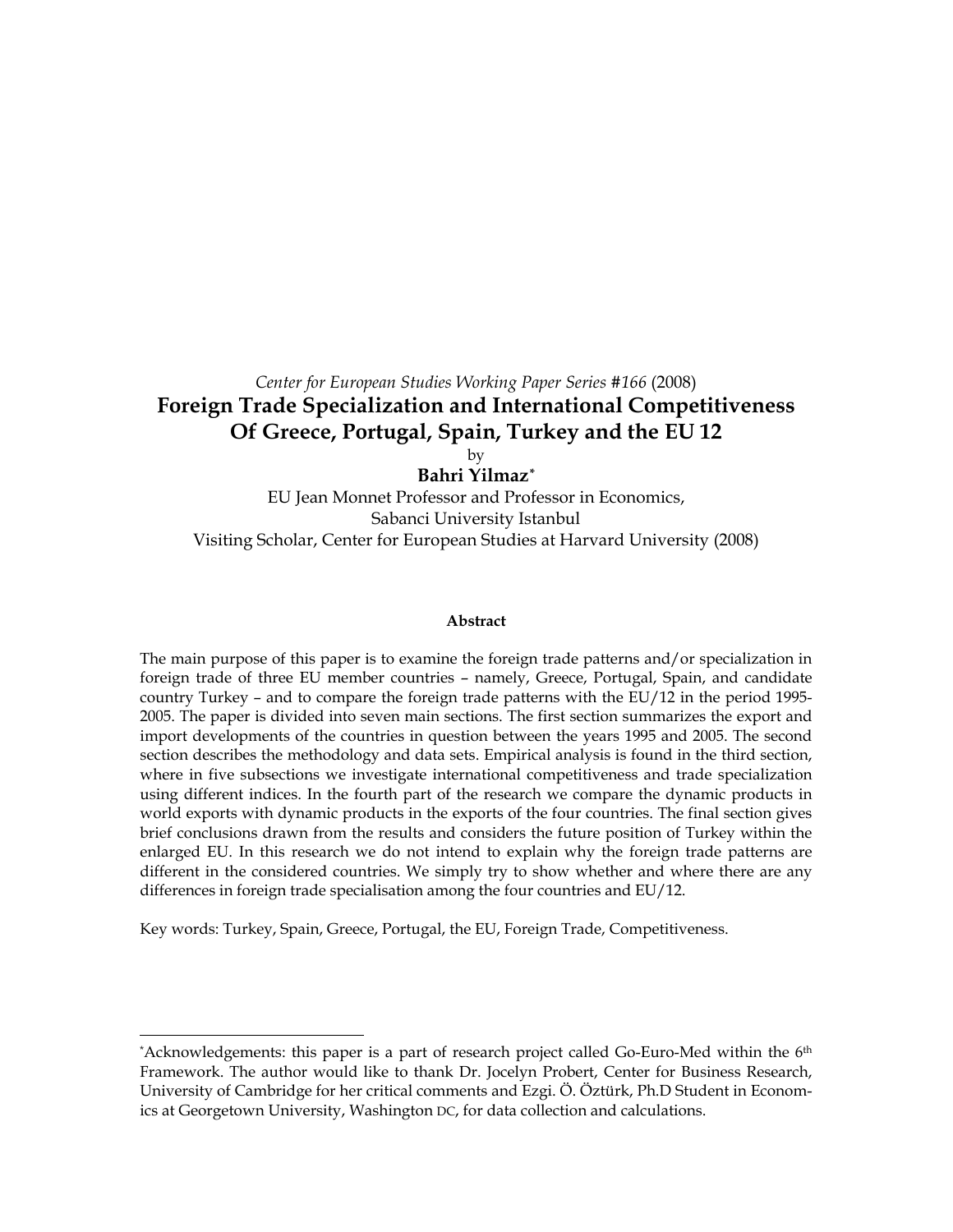*Center for European Studies Working Paper Series #166* (2008)

# Foreign Trade Specialization and International Competitiveness Of Greece, Portugal, Spain, Turkey and the EU 12

by

**Bahri Yilmaz**[*]

EU Jean Monnet Professor and Professor in Economics,
Sabanci University Istanbul
Visiting Scholar, Center for European Studies at Harvard University (2008)

**Abstract**

The main purpose of this paper is to examine the foreign trade patterns and/or specialization in foreign trade of three EU member countries – namely, Greece, Portugal, Spain, and candidate country Turkey – and to compare the foreign trade patterns with the EU/12 in the period 1995-2005. The paper is divided into seven main sections. The first section summarizes the export and import developments of the countries in question between the years 1995 and 2005. The second section describes the methodology and data sets. Empirical analysis is found in the third section, where in five subsections we investigate international competitiveness and trade specialization using different indices. In the fourth part of the research we compare the dynamic products in world exports with dynamic products in the exports of the four countries. The final section gives brief conclusions drawn from the results and considers the future position of Turkey within the enlarged EU. In this research we do not intend to explain why the foreign trade patterns are different in the considered countries. We simply try to show whether and where there are any differences in foreign trade specialisation among the four countries and EU/12.

Key words: Turkey, Spain, Greece, Portugal, the EU, Foreign Trade, Competitiveness.

---

[*]Acknowledgements: this paper is a part of research project called Go-Euro-Med within the 6th Framework. The author would like to thank Dr. Jocelyn Probert, Center for Business Research, University of Cambridge for her critical comments and Ezgi. Ö. Öztürk, Ph.D Student in Economics at Georgetown University, Washington DC, for data collection and calculations.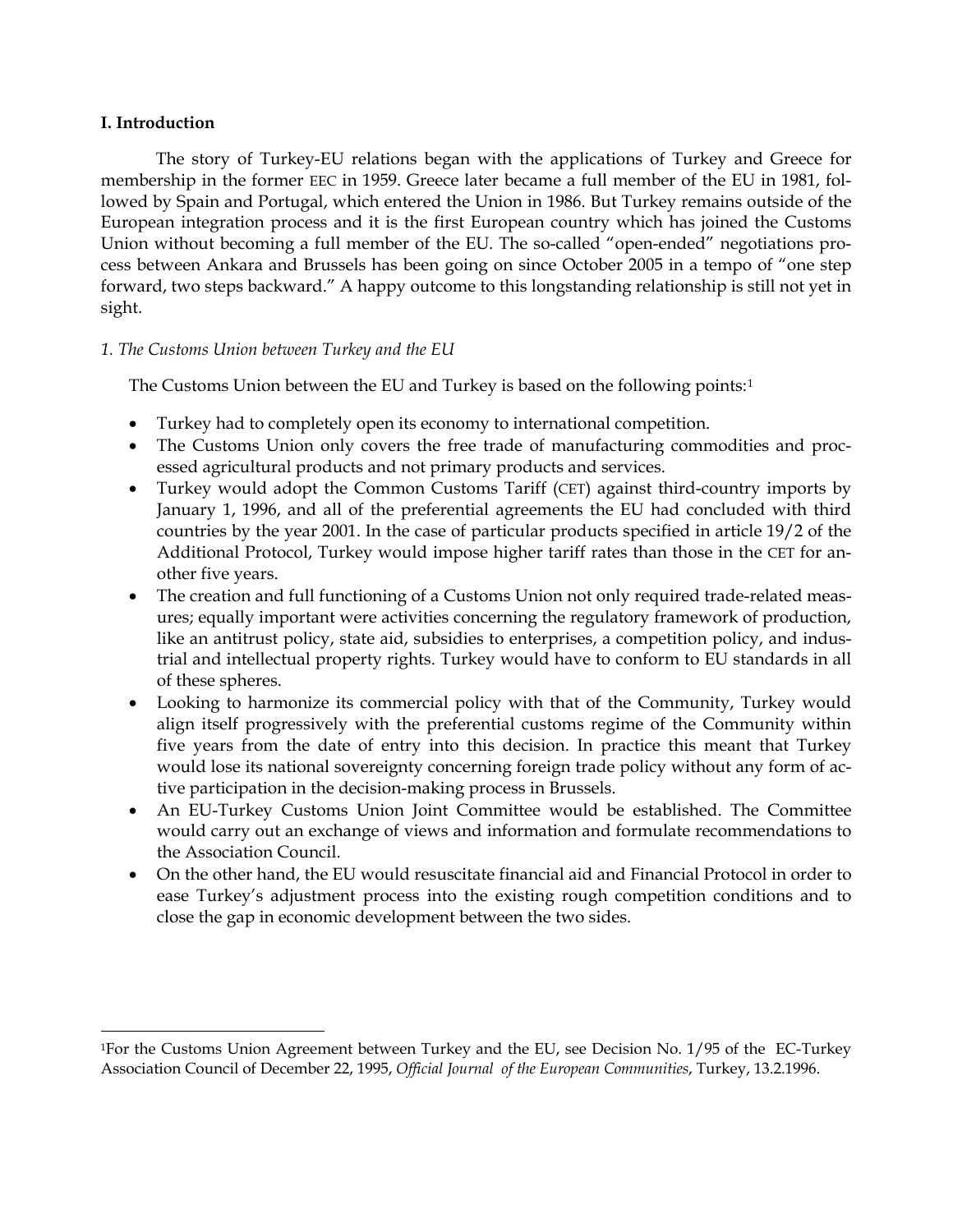**I. Introduction**

The story of Turkey-EU relations began with the applications of Turkey and Greece for membership in the former EEC in 1959. Greece later became a full member of the EU in 1981, followed by Spain and Portugal, which entered the Union in 1986. But Turkey remains outside of the European integration process and it is the first European country which has joined the Customs Union without becoming a full member of the EU. The so-called "open-ended" negotiations process between Ankara and Brussels has been going on since October 2005 in a tempo of "one step forward, two steps backward." A happy outcome to this longstanding relationship is still not yet in sight.

*1. The Customs Union between Turkey and the EU*

The Customs Union between the EU and Turkey is based on the following points:[1]

- Turkey had to completely open its economy to international competition.
- The Customs Union only covers the free trade of manufacturing commodities and processed agricultural products and not primary products and services.
- Turkey would adopt the Common Customs Tariff (CET) against third-country imports by January 1, 1996, and all of the preferential agreements the EU had concluded with third countries by the year 2001. In the case of particular products specified in article 19/2 of the Additional Protocol, Turkey would impose higher tariff rates than those in the CET for another five years.
- The creation and full functioning of a Customs Union not only required trade-related measures; equally important were activities concerning the regulatory framework of production, like an antitrust policy, state aid, subsidies to enterprises, a competition policy, and industrial and intellectual property rights. Turkey would have to conform to EU standards in all of these spheres.
- Looking to harmonize its commercial policy with that of the Community, Turkey would align itself progressively with the preferential customs regime of the Community within five years from the date of entry into this decision. In practice this meant that Turkey would lose its national sovereignty concerning foreign trade policy without any form of active participation in the decision-making process in Brussels.
- An EU-Turkey Customs Union Joint Committee would be established. The Committee would carry out an exchange of views and information and formulate recommendations to the Association Council.
- On the other hand, the EU would resuscitate financial aid and Financial Protocol in order to ease Turkey's adjustment process into the existing rough competition conditions and to close the gap in economic development between the two sides.

---

[1]For the Customs Union Agreement between Turkey and the EU, see Decision No. 1/95 of the EC-Turkey Association Council of December 22, 1995, *Official Journal of the European Communities*, Turkey, 13.2.1996.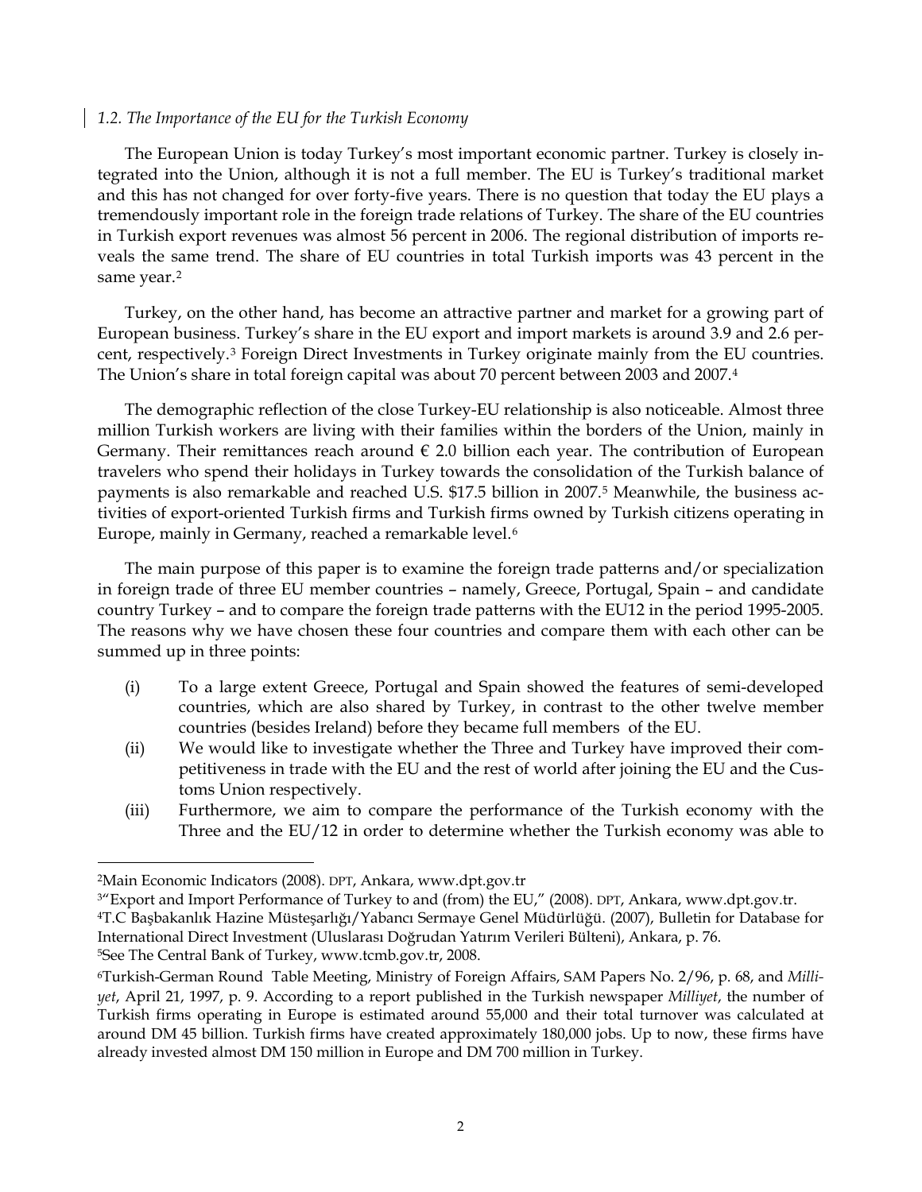### *1.2. The Importance of the EU for the Turkish Economy*

The European Union is today Turkey's most important economic partner. Turkey is closely integrated into the Union, although it is not a full member. The EU is Turkey's traditional market and this has not changed for over forty-five years. There is no question that today the EU plays a tremendously important role in the foreign trade relations of Turkey. The share of the EU countries in Turkish export revenues was almost 56 percent in 2006. The regional distribution of imports reveals the same trend. The share of EU countries in total Turkish imports was 43 percent in the same year.[2]

Turkey, on the other hand, has become an attractive partner and market for a growing part of European business. Turkey's share in the EU export and import markets is around 3.9 and 2.6 percent, respectively.[3] Foreign Direct Investments in Turkey originate mainly from the EU countries. The Union's share in total foreign capital was about 70 percent between 2003 and 2007.[4]

The demographic reflection of the close Turkey-EU relationship is also noticeable. Almost three million Turkish workers are living with their families within the borders of the Union, mainly in Germany. Their remittances reach around € 2.0 billion each year. The contribution of European travelers who spend their holidays in Turkey towards the consolidation of the Turkish balance of payments is also remarkable and reached U.S. $17.5 billion in 2007.[5] Meanwhile, the business activities of export-oriented Turkish firms and Turkish firms owned by Turkish citizens operating in Europe, mainly in Germany, reached a remarkable level.[6]

The main purpose of this paper is to examine the foreign trade patterns and/or specialization in foreign trade of three EU member countries – namely, Greece, Portugal, Spain – and candidate country Turkey – and to compare the foreign trade patterns with the EU12 in the period 1995-2005. The reasons why we have chosen these four countries and compare them with each other can be summed up in three points:

(i) To a large extent Greece, Portugal and Spain showed the features of semi-developed countries, which are also shared by Turkey, in contrast to the other twelve member countries (besides Ireland) before they became full members of the EU.

(ii) We would like to investigate whether the Three and Turkey have improved their competitiveness in trade with the EU and the rest of world after joining the EU and the Customs Union respectively.

(iii) Furthermore, we aim to compare the performance of the Turkish economy with the Three and the EU/12 in order to determine whether the Turkish economy was able to

---

[2] Main Economic Indicators (2008). DPT, Ankara, www.dpt.gov.tr

[3] "Export and Import Performance of Turkey to and (from) the EU," (2008). DPT, Ankara, www.dpt.gov.tr.

[4] T.C Başbakanlık Hazine Müsteşarlığı/Yabancı Sermaye Genel Müdürlüğü. (2007), Bulletin for Database for International Direct Investment (Uluslarası Doğrudan Yatırım Verileri Bülteni), Ankara, p. 76.

[5] See The Central Bank of Turkey, www.tcmb.gov.tr, 2008.

[6] Turkish-German Round Table Meeting, Ministry of Foreign Affairs, SAM Papers No. 2/96, p. 68, and *Milliyet*, April 21, 1997, p. 9. According to a report published in the Turkish newspaper *Milliyet*, the number of Turkish firms operating in Europe is estimated around 55,000 and their total turnover was calculated at around DM 45 billion. Turkish firms have created approximately 180,000 jobs. Up to now, these firms have already invested almost DM 150 million in Europe and DM 700 million in Turkey.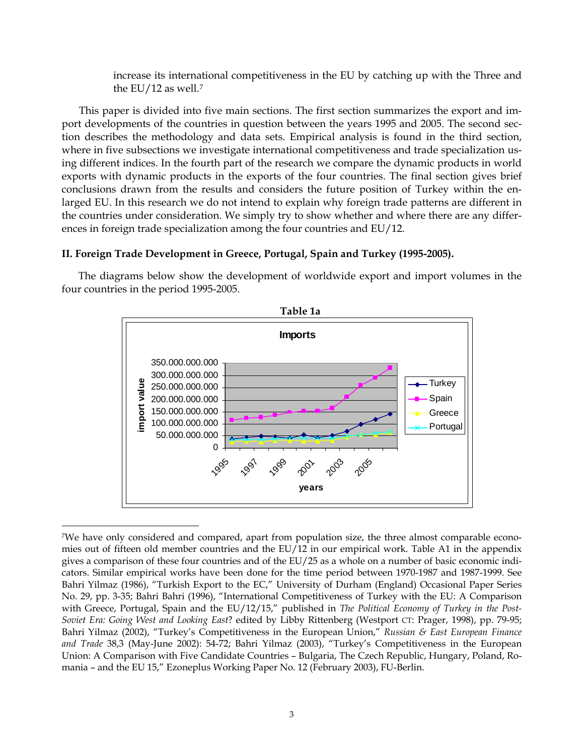increase its international competitiveness in the EU by catching up with the Three and the EU/12 as well.[7]

This paper is divided into five main sections. The first section summarizes the export and import developments of the countries in question between the years 1995 and 2005. The second section describes the methodology and data sets. Empirical analysis is found in the third section, where in five subsections we investigate international competitiveness and trade specialization using different indices. In the fourth part of the research we compare the dynamic products in world exports with dynamic products in the exports of the four countries. The final section gives brief conclusions drawn from the results and considers the future position of Turkey within the enlarged EU. In this research we do not intend to explain why foreign trade patterns are different in the countries under consideration. We simply try to show whether and where there are any differences in foreign trade specialization among the four countries and EU/12.

## II. Foreign Trade Development in Greece, Portugal, Spain and Turkey (1995-2005).

The diagrams below show the development of worldwide export and import volumes in the four countries in the period 1995-2005.

**Table 1a**

**Imports**

import value: 0 – 350.000.000.000; years: 1995, 1997, 1999, 2001, 2003, 2005; Turkey, Spain, Greece, Portugal

---

[7]We have only considered and compared, apart from population size, the three almost comparable economies out of fifteen old member countries and the EU/12 in our empirical work. Table A1 in the appendix gives a comparison of these four countries and of the EU/25 as a whole on a number of basic economic indicators. Similar empirical works have been done for the time period between 1970-1987 and 1987-1999. See Bahri Yilmaz (1986), "Turkish Export to the EC," University of Durham (England) Occasional Paper Series No. 29, pp. 3-35; Bahri Bahri (1996), "International Competitiveness of Turkey with the EU: A Comparison with Greece, Portugal, Spain and the EU/12/15," published in *The Political Economy of Turkey in the Post-Soviet Era: Going West and Looking East*? edited by Libby Rittenberg (Westport CT: Prager, 1998), pp. 79-95; Bahri Yilmaz (2002), "Turkey's Competitiveness in the European Union," *Russian & East European Finance and Trade* 38,3 (May-June 2002): 54-72; Bahri Yilmaz (2003), "Turkey's Competitiveness in the European Union: A Comparison with Five Candidate Countries – Bulgaria, The Czech Republic, Hungary, Poland, Romania – and the EU 15," Ezoneplus Working Paper No. 12 (February 2003), FU-Berlin.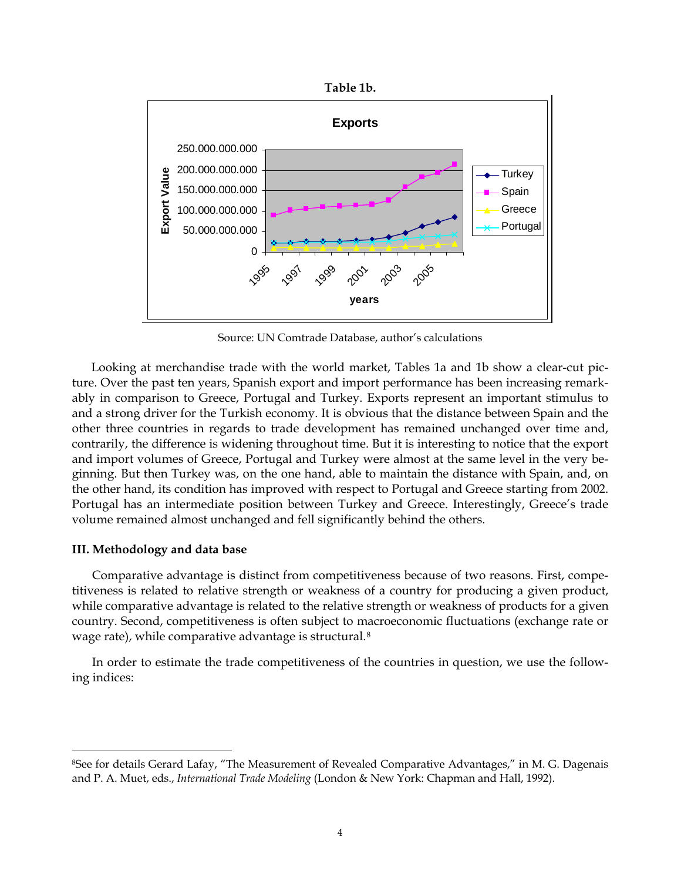**Table 1b.**

Source: UN Comtrade Database, author's calculations

Looking at merchandise trade with the world market, Tables 1a and 1b show a clear-cut picture. Over the past ten years, Spanish export and import performance has been increasing remarkably in comparison to Greece, Portugal and Turkey. Exports represent an important stimulus to and a strong driver for the Turkish economy. It is obvious that the distance between Spain and the other three countries in regards to trade development has remained unchanged over time and, contrarily, the difference is widening throughout time. But it is interesting to notice that the export and import volumes of Greece, Portugal and Turkey were almost at the same level in the very beginning. But then Turkey was, on the one hand, able to maintain the distance with Spain, and, on the other hand, its condition has improved with respect to Portugal and Greece starting from 2002. Portugal has an intermediate position between Turkey and Greece. Interestingly, Greece's trade volume remained almost unchanged and fell significantly behind the others.

### III. Methodology and data base

Comparative advantage is distinct from competitiveness because of two reasons. First, competitiveness is related to relative strength or weakness of a country for producing a given product, while comparative advantage is related to the relative strength or weakness of products for a given country. Second, competitiveness is often subject to macroeconomic fluctuations (exchange rate or wage rate), while comparative advantage is structural.[8]

In order to estimate the trade competitiveness of the countries in question, we use the following indices:

---

[8] See for details Gerard Lafay, "The Measurement of Revealed Comparative Advantages," in M. G. Dagenais and P. A. Muet, eds., *International Trade Modeling* (London & New York: Chapman and Hall, 1992).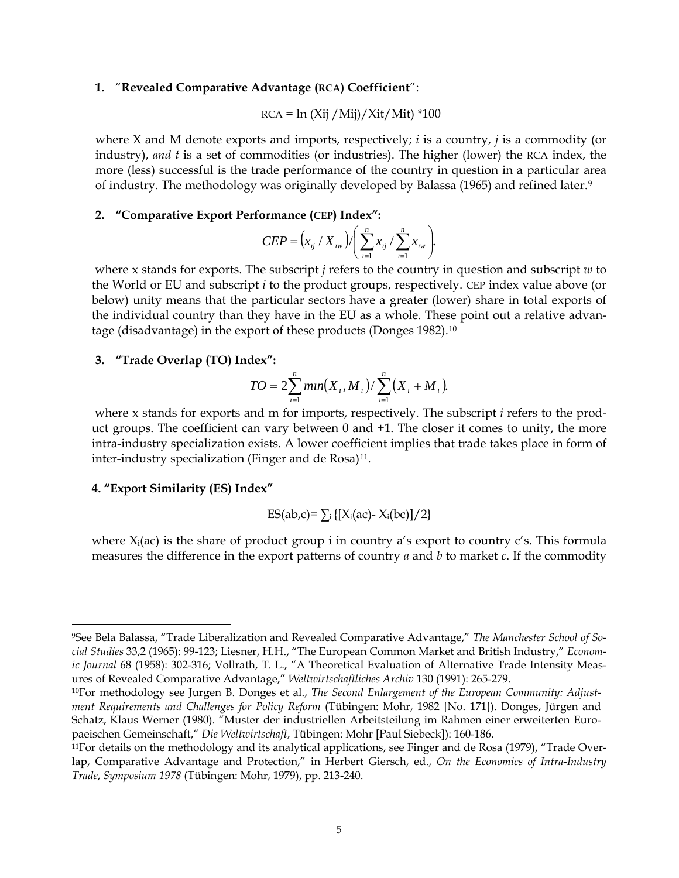1. "**Revealed Comparative Advantage (RCA) Coefficient**":

$$\text{RCA} = \ln (Xij / Mij)/Xit/Mit) *100$$

where X and M denote exports and imports, respectively; *i* is a country, *j* is a commodity (or industry), *and t* is a set of commodities (or industries). The higher (lower) the RCA index, the more (less) successful is the trade performance of the country in question in a particular area of industry. The methodology was originally developed by Balassa (1965) and refined later.[9]

2. **"Comparative Export Performance (CEP) Index":**

$$CEP = \left(x_{ij} / X_{iw}\right) / \left(\sum_{i=1}^{n} x_{ij} / \sum_{i=1}^{n} x_{iw}\right).$$

where x stands for exports. The subscript *j* refers to the country in question and subscript *w* to the World or EU and subscript *i* to the product groups, respectively. CEP index value above (or below) unity means that the particular sectors have a greater (lower) share in total exports of the individual country than they have in the EU as a whole. These point out a relative advantage (disadvantage) in the export of these products (Donges 1982).[10]

3. **"Trade Overlap (TO) Index":**

$$TO = 2\sum_{i=1}^{n} min\left(X_i, M_i\right) / \sum_{i=1}^{n} \left(X_i + M_i\right).$$

where x stands for exports and m for imports, respectively. The subscript *i* refers to the product groups. The coefficient can vary between 0 and +1. The closer it comes to unity, the more intra-industry specialization exists. A lower coefficient implies that trade takes place in form of inter-industry specialization (Finger and de Rosa)[11].

**4. "Export Similarity (ES) Index"**

$$ES(ab,c) = \sum_i \{[X_i(ac) - X_i(bc)]/2\}$$

where $X_i(ac)$ is the share of product group i in country a's export to country c's. This formula measures the difference in the export patterns of country *a* and *b* to market *c*. If the commodity

---

[9]See Bela Balassa, "Trade Liberalization and Revealed Comparative Advantage," *The Manchester School of Social Studies* 33,2 (1965): 99-123; Liesner, H.H., "The European Common Market and British Industry," *Economic Journal* 68 (1958): 302-316; Vollrath, T. L., "A Theoretical Evaluation of Alternative Trade Intensity Measures of Revealed Comparative Advantage," *Weltwirtschaftliches Archiv* 130 (1991): 265-279.

[10]For methodology see Jurgen B. Donges et al., *The Second Enlargement of the European Community: Adjustment Requirements and Challenges for Policy Reform* (Tübingen: Mohr, 1982 [No. 171]). Donges, Jürgen and Schatz, Klaus Werner (1980). "Muster der industriellen Arbeitsteilung im Rahmen einer erweiterten Europaeischen Gemeinschaft," *Die Weltwirtschaft*, Tübingen: Mohr [Paul Siebeck]): 160-186.

[11]For details on the methodology and its analytical applications, see Finger and de Rosa (1979), "Trade Overlap, Comparative Advantage and Protection," in Herbert Giersch, ed., *On the Economics of Intra-Industry Trade*, *Symposium 1978* (Tübingen: Mohr, 1979), pp. 213-240.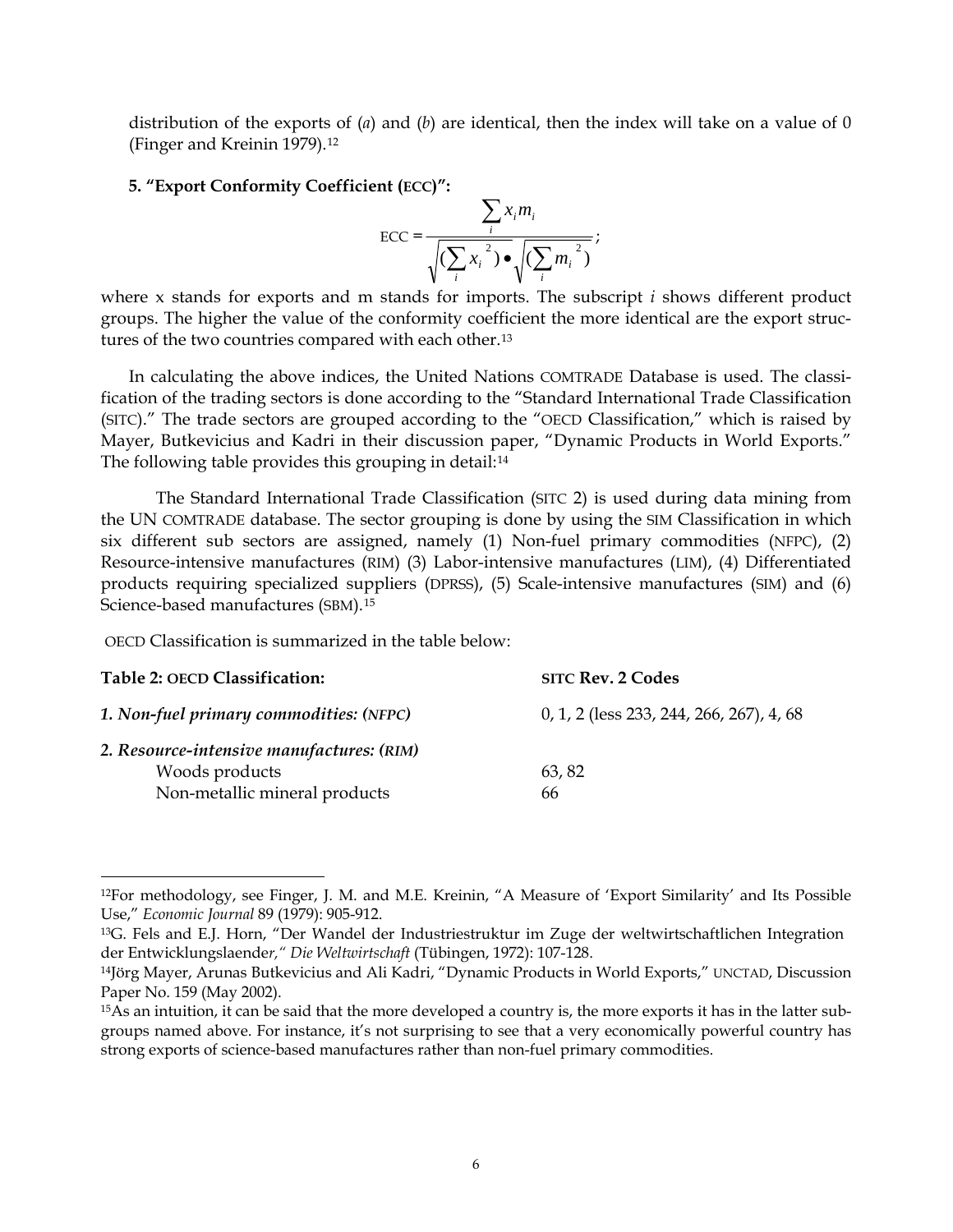distribution of the exports of (*a*) and (*b*) are identical, then the index will take on a value of 0 (Finger and Kreinin 1979).[12]

**5. "Export Conformity Coefficient (ECC)":**

$$\text{ECC} = \frac{\sum_i x_i m_i}{\sqrt{(\sum_i x_i^{\,2})} \bullet \sqrt{(\sum_i m_i^{\,2})}};$$

where x stands for exports and m stands for imports. The subscript *i* shows different product groups. The higher the value of the conformity coefficient the more identical are the export structures of the two countries compared with each other.[13]

In calculating the above indices, the United Nations COMTRADE Database is used. The classification of the trading sectors is done according to the "Standard International Trade Classification (SITC)." The trade sectors are grouped according to the "OECD Classification," which is raised by Mayer, Butkevicius and Kadri in their discussion paper, "Dynamic Products in World Exports." The following table provides this grouping in detail:[14]

The Standard International Trade Classification (SITC 2) is used during data mining from the UN COMTRADE database. The sector grouping is done by using the SIM Classification in which six different sub sectors are assigned, namely (1) Non-fuel primary commodities (NFPC), (2) Resource-intensive manufactures (RIM) (3) Labor-intensive manufactures (LIM), (4) Differentiated products requiring specialized suppliers (DPRSS), (5) Scale-intensive manufactures (SIM) and (6) Science-based manufactures (SBM).[15]

OECD Classification is summarized in the table below:

| **Table 2: OECD Classification:** | **SITC Rev. 2 Codes** |
|---|---|
| ***1. Non-fuel primary commodities: (NFPC)*** | 0, 1, 2 (less 233, 244, 266, 267), 4, 68 |
| ***2. Resource-intensive manufactures: (RIM)*** | |
| Woods products | 63, 82 |
| Non-metallic mineral products | 66 |

---

[12]For methodology, see Finger, J. M. and M.E. Kreinin, "A Measure of 'Export Similarity' and Its Possible Use," *Economic Journal* 89 (1979): 905-912.

[13]G. Fels and E.J. Horn, "Der Wandel der Industriestruktur im Zuge der weltwirtschaftlichen Integration der Entwicklungslaender," *Die Weltwirtschaft* (Tübingen, 1972): 107-128.

[14]Jörg Mayer, Arunas Butkevicius and Ali Kadri, "Dynamic Products in World Exports," UNCTAD, Discussion Paper No. 159 (May 2002).

[15]As an intuition, it can be said that the more developed a country is, the more exports it has in the latter subgroups named above. For instance, it's not surprising to see that a very economically powerful country has strong exports of science-based manufactures rather than non-fuel primary commodities.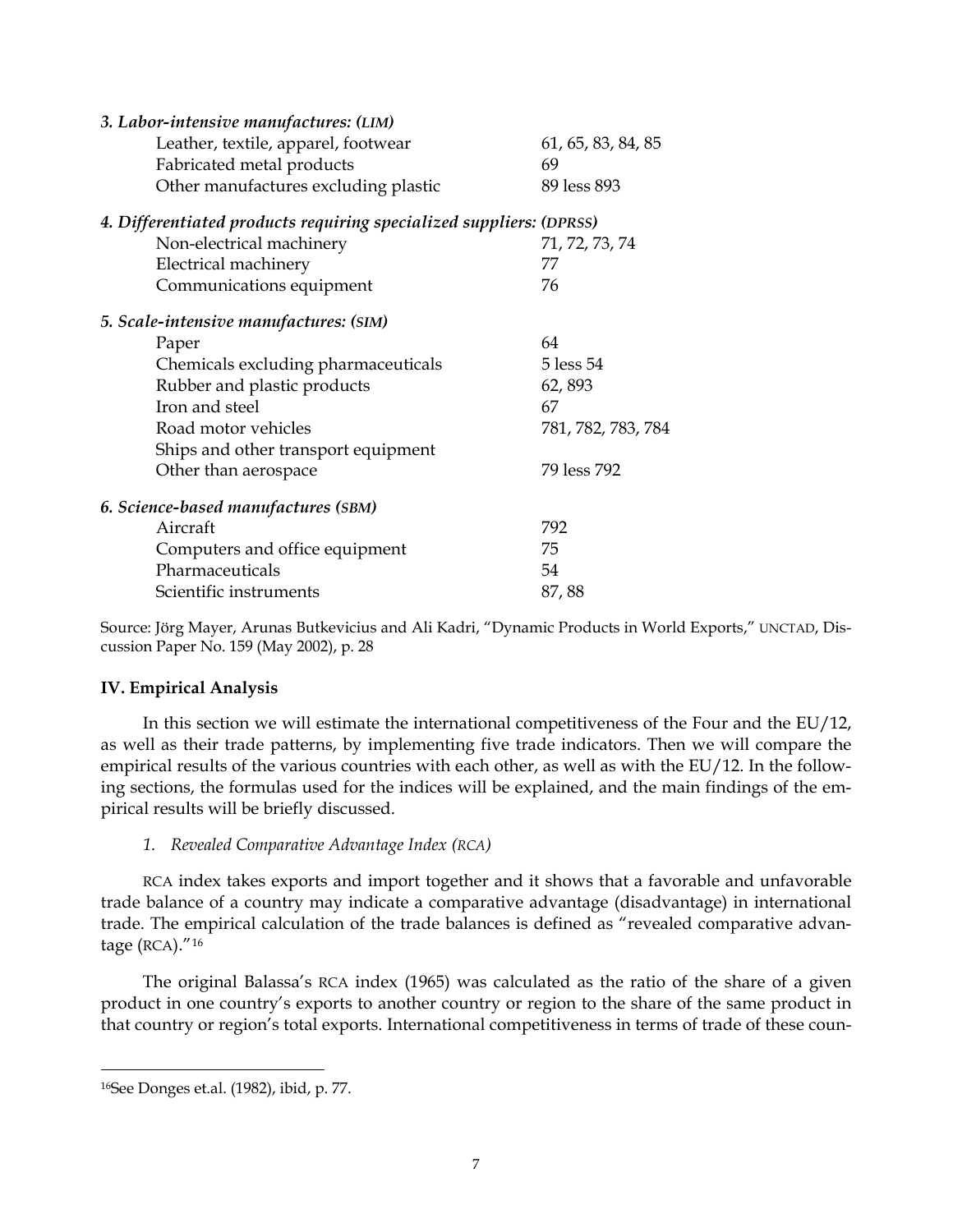| | |
|---|---|
| ***3. Labor-intensive manufactures: (LIM)*** | |
| Leather, textile, apparel, footwear | 61, 65, 83, 84, 85 |
| Fabricated metal products | 69 |
| Other manufactures excluding plastic | 89 less 893 |
| ***4. Differentiated products requiring specialized suppliers: (DPRSS)*** | |
| Non-electrical machinery | 71, 72, 73, 74 |
| Electrical machinery | 77 |
| Communications equipment | 76 |
| ***5. Scale-intensive manufactures: (SIM)*** | |
| Paper | 64 |
| Chemicals excluding pharmaceuticals | 5 less 54 |
| Rubber and plastic products | 62, 893 |
| Iron and steel | 67 |
| Road motor vehicles | 781, 782, 783, 784 |
| Ships and other transport equipment Other than aerospace | 79 less 792 |
| ***6. Science-based manufactures (SBM)*** | |
| Aircraft | 792 |
| Computers and office equipment | 75 |
| Pharmaceuticals | 54 |
| Scientific instruments | 87, 88 |

Source: Jörg Mayer, Arunas Butkevicius and Ali Kadri, "Dynamic Products in World Exports," UNCTAD, Discussion Paper No. 159 (May 2002), p. 28

## IV. Empirical Analysis

In this section we will estimate the international competitiveness of the Four and the EU/12, as well as their trade patterns, by implementing five trade indicators. Then we will compare the empirical results of the various countries with each other, as well as with the EU/12. In the following sections, the formulas used for the indices will be explained, and the main findings of the empirical results will be briefly discussed.

### *1. Revealed Comparative Advantage Index (RCA)*

RCA index takes exports and import together and it shows that a favorable and unfavorable trade balance of a country may indicate a comparative advantage (disadvantage) in international trade. The empirical calculation of the trade balances is defined as "revealed comparative advantage (RCA)."[16]

The original Balassa's RCA index (1965) was calculated as the ratio of the share of a given product in one country's exports to another country or region to the share of the same product in that country or region's total exports. International competitiveness in terms of trade of these coun-

[16]See Donges et.al. (1982), ibid, p. 77.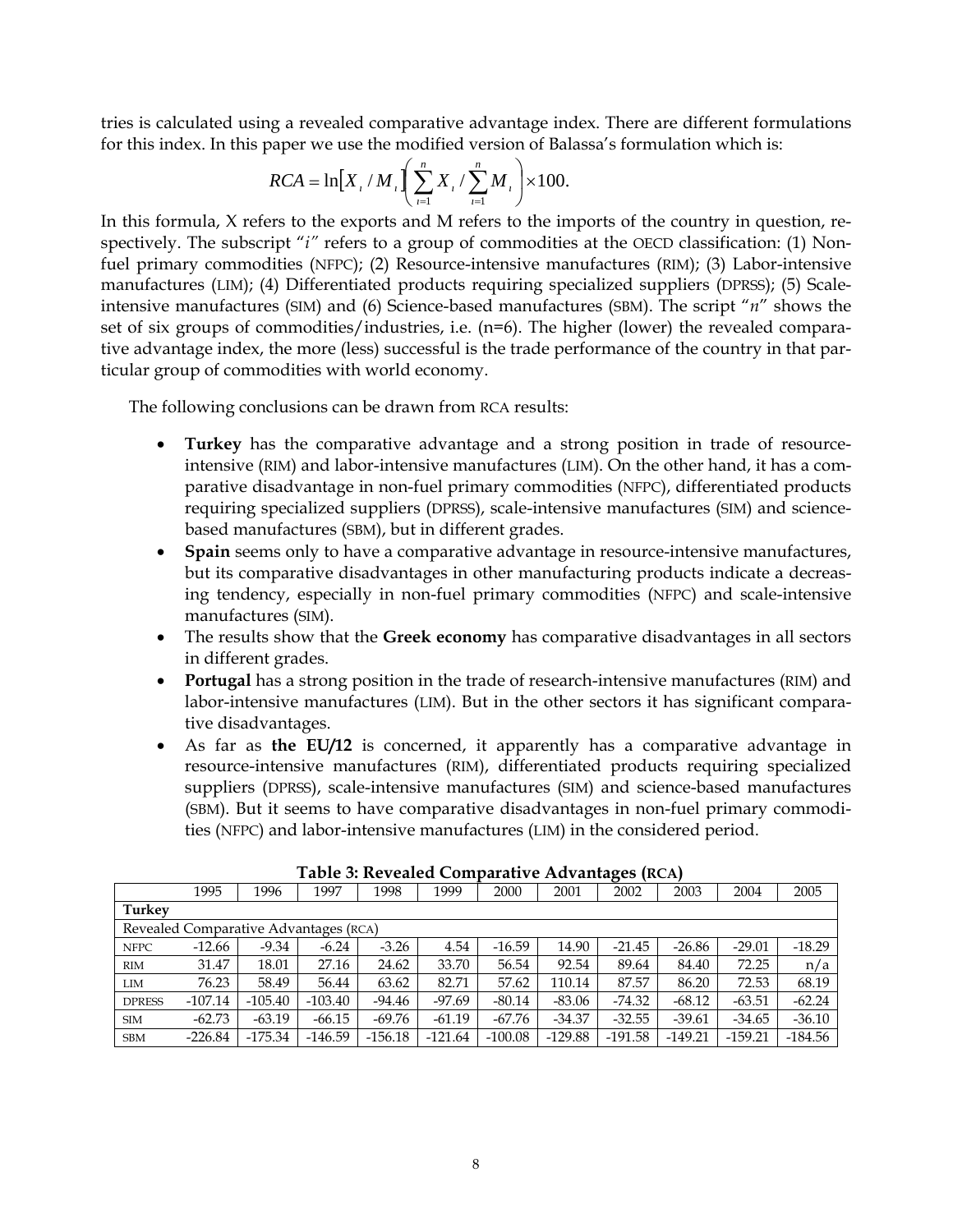tries is calculated using a revealed comparative advantage index. There are different formulations for this index. In this paper we use the modified version of Balassa's formulation which is:

$$RCA = \ln\left[X_i / M_i\right] \left( \sum_{i=1}^{n} X_i / \sum_{i=1}^{n} M_i \right) \times 100.$$

In this formula, X refers to the exports and M refers to the imports of the country in question, respectively. The subscript "*i*" refers to a group of commodities at the OECD classification: (1) Non-fuel primary commodities (NFPC); (2) Resource-intensive manufactures (RIM); (3) Labor-intensive manufactures (LIM); (4) Differentiated products requiring specialized suppliers (DPRSS); (5) Scale-intensive manufactures (SIM) and (6) Science-based manufactures (SBM). The script "*n*" shows the set of six groups of commodities/industries, i.e. (n=6). The higher (lower) the revealed comparative advantage index, the more (less) successful is the trade performance of the country in that particular group of commodities with world economy.

The following conclusions can be drawn from RCA results:

- **Turkey** has the comparative advantage and a strong position in trade of resource-intensive (RIM) and labor-intensive manufactures (LIM). On the other hand, it has a comparative disadvantage in non-fuel primary commodities (NFPC), differentiated products requiring specialized suppliers (DPRSS), scale-intensive manufactures (SIM) and science-based manufactures (SBM), but in different grades.
- **Spain** seems only to have a comparative advantage in resource-intensive manufactures, but its comparative disadvantages in other manufacturing products indicate a decreasing tendency, especially in non-fuel primary commodities (NFPC) and scale-intensive manufactures (SIM).
- The results show that the **Greek economy** has comparative disadvantages in all sectors in different grades.
- **Portugal** has a strong position in the trade of research-intensive manufactures (RIM) and labor-intensive manufactures (LIM). But in the other sectors it has significant comparative disadvantages.
- As far as **the EU/12** is concerned, it apparently has a comparative advantage in resource-intensive manufactures (RIM), differentiated products requiring specialized suppliers (DPRSS), scale-intensive manufactures (SIM) and science-based manufactures (SBM). But it seems to have comparative disadvantages in non-fuel primary commodities (NFPC) and labor-intensive manufactures (LIM) in the considered period.

**Table 3: Revealed Comparative Advantages (RCA)**

| | 1995 | 1996 | 1997 | 1998 | 1999 | 2000 | 2001 | 2002 | 2003 | 2004 | 2005 |
|---|---|---|---|---|---|---|---|---|---|---|---|
| **Turkey** | | | | | | | | | | | |
| Revealed Comparative Advantages (RCA) | | | | | | | | | | | |
| NFPC | -12.66 | -9.34 | -6.24 | -3.26 | 4.54 | -16.59 | 14.90 | -21.45 | -26.86 | -29.01 | -18.29 |
| RIM | 31.47 | 18.01 | 27.16 | 24.62 | 33.70 | 56.54 | 92.54 | 89.64 | 84.40 | 72.25 | n/a |
| LIM | 76.23 | 58.49 | 56.44 | 63.62 | 82.71 | 57.62 | 110.14 | 87.57 | 86.20 | 72.53 | 68.19 |
| DPRESS | -107.14 | -105.40 | -103.40 | -94.46 | -97.69 | -80.14 | -83.06 | -74.32 | -68.12 | -63.51 | -62.24 |
| SIM | -62.73 | -63.19 | -66.15 | -69.76 | -61.19 | -67.76 | -34.37 | -32.55 | -39.61 | -34.65 | -36.10 |
| SBM | -226.84 | -175.34 | -146.59 | -156.18 | -121.64 | -100.08 | -129.88 | -191.58 | -149.21 | -159.21 | -184.56 |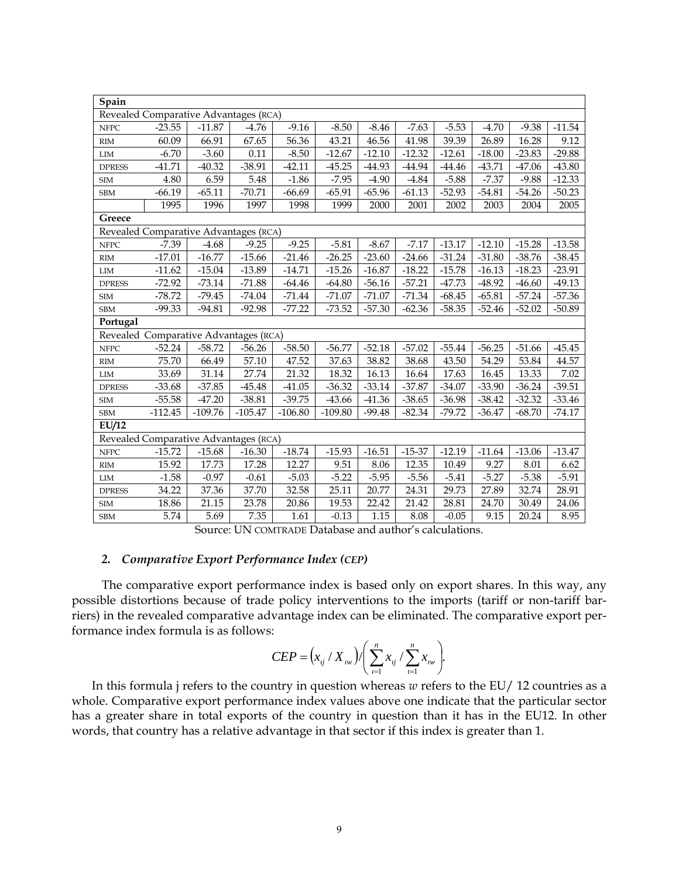| Spain | | | | | | | | | | | |
|---|---|---|---|---|---|---|---|---|---|---|---|
| Revealed Comparative Advantages (RCA) | | | | | | | | | | | |
| NFPC | -23.55 | -11.87 | -4.76 | -9.16 | -8.50 | -8.46 | -7.63 | -5.53 | -4.70 | -9.38 | -11.54 |
| RIM | 60.09 | 66.91 | 67.65 | 56.36 | 43.21 | 46.56 | 41.98 | 39.39 | 26.89 | 16.28 | 9.12 |
| LIM | -6.70 | -3.60 | 0.11 | -8.50 | -12.67 | -12.10 | -12.32 | -12.61 | -18.00 | -23.83 | -29.88 |
| DPRESS | -41.71 | -40.32 | -38.91 | -42.11 | -45.25 | -44.93 | -44.94 | -44.46 | -43.71 | -47.06 | -43.80 |
| SIM | 4.80 | 6.59 | 5.48 | -1.86 | -7.95 | -4.90 | -4.84 | -5.88 | -7.37 | -9.88 | -12.33 |
| SBM | -66.19 | -65.11 | -70.71 | -66.69 | -65.91 | -65.96 | -61.13 | -52.93 | -54.81 | -54.26 | -50.23 |
| | 1995 | 1996 | 1997 | 1998 | 1999 | 2000 | 2001 | 2002 | 2003 | 2004 | 2005 |
| **Greece** | | | | | | | | | | | |
| Revealed Comparative Advantages (RCA) | | | | | | | | | | | |
| NFPC | -7.39 | -4.68 | -9.25 | -9.25 | -5.81 | -8.67 | -7.17 | -13.17 | -12.10 | -15.28 | -13.58 |
| RIM | -17.01 | -16.77 | -15.66 | -21.46 | -26.25 | -23.60 | -24.66 | -31.24 | -31.80 | -38.76 | -38.45 |
| LIM | -11.62 | -15.04 | -13.89 | -14.71 | -15.26 | -16.87 | -18.22 | -15.78 | -16.13 | -18.23 | -23.91 |
| DPRESS | -72.92 | -73.14 | -71.88 | -64.46 | -64.80 | -56.16 | -57.21 | -47.73 | -48.92 | -46.60 | -49.13 |
| SIM | -78.72 | -79.45 | -74.04 | -71.44 | -71.07 | -71.07 | -71.34 | -68.45 | -65.81 | -57.24 | -57.36 |
| SBM | -99.33 | -94.81 | -92.98 | -77.22 | -73.52 | -57.30 | -62.36 | -58.35 | -52.46 | -52.02 | -50.89 |
| **Portugal** | | | | | | | | | | | |
| Revealed Comparative Advantages (RCA) | | | | | | | | | | | |
| NFPC | -52.24 | -58.72 | -56.26 | -58.50 | -56.77 | -52.18 | -57.02 | -55.44 | -56.25 | -51.66 | -45.45 |
| RIM | 75.70 | 66.49 | 57.10 | 47.52 | 37.63 | 38.82 | 38.68 | 43.50 | 54.29 | 53.84 | 44.57 |
| LIM | 33.69 | 31.14 | 27.74 | 21.32 | 18.32 | 16.13 | 16.64 | 17.63 | 16.45 | 13.33 | 7.02 |
| DPRESS | -33.68 | -37.85 | -45.48 | -41.05 | -36.32 | -33.14 | -37.87 | -34.07 | -33.90 | -36.24 | -39.51 |
| SIM | -55.58 | -47.20 | -38.81 | -39.75 | -43.66 | -41.36 | -38.65 | -36.98 | -38.42 | -32.32 | -33.46 |
| SBM | -112.45 | -109.76 | -105.47 | -106.80 | -109.80 | -99.48 | -82.34 | -79.72 | -36.47 | -68.70 | -74.17 |
| **EU/12** | | | | | | | | | | | |
| Revealed Comparative Advantages (RCA) | | | | | | | | | | | |
| NFPC | -15.72 | -15.68 | -16.30 | -18.74 | -15.93 | -16.51 | -15-37 | -12.19 | -11.64 | -13.06 | -13.47 |
| RIM | 15.92 | 17.73 | 17.28 | 12.27 | 9.51 | 8.06 | 12.35 | 10.49 | 9.27 | 8.01 | 6.62 |
| LIM | -1.58 | -0.97 | -0.61 | -5.03 | -5.22 | -5.95 | -5.56 | -5.41 | -5.27 | -5.38 | -5.91 |
| DPRESS | 34.22 | 37.36 | 37.70 | 32.58 | 25.11 | 20.77 | 24.31 | 29.73 | 27.89 | 32.74 | 28.91 |
| SIM | 18.86 | 21.15 | 23.78 | 20.86 | 19.53 | 22.42 | 21.42 | 28.81 | 24.70 | 30.49 | 24.06 |
| SBM | 5.74 | 5.69 | 7.35 | 1.61 | -0.13 | 1.15 | 8.08 | -0.05 | 9.15 | 20.24 | 8.95 |

Source: UN COMTRADE Database and author's calculations.

### 2. *Comparative Export Performance Index (CEP)*

The comparative export performance index is based only on export shares. In this way, any possible distortions because of trade policy interventions to the imports (tariff or non-tariff barriers) in the revealed comparative advantage index can be eliminated. The comparative export performance index formula is as follows:

$$CEP = \left(x_{ij} / X_{iw}\right) / \left( \sum_{i=1}^{n} x_{ij} / \sum_{i=1}^{n} x_{iw} \right).$$

In this formula j refers to the country in question whereas *w* refers to the EU/ 12 countries as a whole. Comparative export performance index values above one indicate that the particular sector has a greater share in total exports of the country in question than it has in the EU12. In other words, that country has a relative advantage in that sector if this index is greater than 1.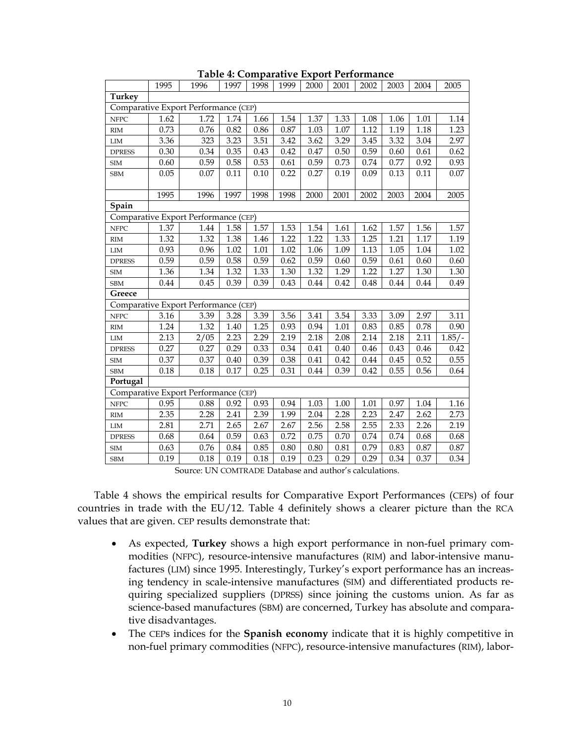**Table 4: Comparative Export Performance**

| | 1995 | 1996 | 1997 | 1998 | 1999 | 2000 | 2001 | 2002 | 2003 | 2004 | 2005 |
|---|---|---|---|---|---|---|---|---|---|---|---|
| **Turkey** | | | | | | | | | | | |
| Comparative Export Performance (CEP) | | | | | | | | | | | |
| NFPC | 1.62 | 1.72 | 1.74 | 1.66 | 1.54 | 1.37 | 1.33 | 1.08 | 1.06 | 1.01 | 1.14 |
| RIM | 0.73 | 0.76 | 0.82 | 0.86 | 0.87 | 1.03 | 1.07 | 1.12 | 1.19 | 1.18 | 1.23 |
| LIM | 3.36 | 323 | 3.23 | 3.51 | 3.42 | 3.62 | 3.29 | 3.45 | 3.32 | 3.04 | 2.97 |
| DPRESS | 0.30 | 0.34 | 0.35 | 0.43 | 0.42 | 0.47 | 0.50 | 0.59 | 0.60 | 0.61 | 0.62 |
| SIM | 0.60 | 0.59 | 0.58 | 0.53 | 0.61 | 0.59 | 0.73 | 0.74 | 0.77 | 0.92 | 0.93 |
| SBM | 0.05 | 0.07 | 0.11 | 0.10 | 0.22 | 0.27 | 0.19 | 0.09 | 0.13 | 0.11 | 0.07 |
| | 1995 | 1996 | 1997 | 1998 | 1998 | 2000 | 2001 | 2002 | 2003 | 2004 | 2005 |
| **Spain** | | | | | | | | | | | |
| Comparative Export Performance (CEP) | | | | | | | | | | | |
| NFPC | 1.37 | 1.44 | 1.58 | 1.57 | 1.53 | 1.54 | 1.61 | 1.62 | 1.57 | 1.56 | 1.57 |
| RIM | 1.32 | 1.32 | 1.38 | 1.46 | 1.22 | 1.22 | 1.33 | 1.25 | 1.21 | 1.17 | 1.19 |
| LIM | 0.93 | 0.96 | 1.02 | 1.01 | 1.02 | 1.06 | 1.09 | 1.13 | 1.05 | 1.04 | 1.02 |
| DPRESS | 0.59 | 0.59 | 0.58 | 0.59 | 0.62 | 0.59 | 0.60 | 0.59 | 0.61 | 0.60 | 0.60 |
| SIM | 1.36 | 1.34 | 1.32 | 1.33 | 1.30 | 1.32 | 1.29 | 1.22 | 1.27 | 1.30 | 1.30 |
| SBM | 0.44 | 0.45 | 0.39 | 0.39 | 0.43 | 0.44 | 0.42 | 0.48 | 0.44 | 0.44 | 0.49 |
| **Greece** | | | | | | | | | | | |
| Comparative Export Performance (CEP) | | | | | | | | | | | |
| NFPC | 3.16 | 3.39 | 3.28 | 3.39 | 3.56 | 3.41 | 3.54 | 3.33 | 3.09 | 2.97 | 3.11 |
| RIM | 1.24 | 1.32 | 1.40 | 1.25 | 0.93 | 0.94 | 1.01 | 0.83 | 0.85 | 0.78 | 0.90 |
| LIM | 2.13 | 2/05 | 2.23 | 2.29 | 2.19 | 2.18 | 2.08 | 2.14 | 2.18 | 2.11 | 1.85/- |
| DPRESS | 0.27 | 0.27 | 0.29 | 0.33 | 0.34 | 0.41 | 0.40 | 0.46 | 0.43 | 0.46 | 0.42 |
| SIM | 0.37 | 0.37 | 0.40 | 0.39 | 0.38 | 0.41 | 0.42 | 0.44 | 0.45 | 0.52 | 0.55 |
| SBM | 0.18 | 0.18 | 0.17 | 0.25 | 0.31 | 0.44 | 0.39 | 0.42 | 0.55 | 0.56 | 0.64 |
| **Portugal** | | | | | | | | | | | |
| Comparative Export Performance (CEP) | | | | | | | | | | | |
| NFPC | 0.95 | 0.88 | 0.92 | 0.93 | 0.94 | 1.03 | 1.00 | 1.01 | 0.97 | 1.04 | 1.16 |
| RIM | 2.35 | 2.28 | 2.41 | 2.39 | 1.99 | 2.04 | 2.28 | 2.23 | 2.47 | 2.62 | 2.73 |
| LIM | 2.81 | 2.71 | 2.65 | 2.67 | 2.67 | 2.56 | 2.58 | 2.55 | 2.33 | 2.26 | 2.19 |
| DPRESS | 0.68 | 0.64 | 0.59 | 0.63 | 0.72 | 0.75 | 0.70 | 0.74 | 0.74 | 0.68 | 0.68 |
| SIM | 0.63 | 0.76 | 0.84 | 0.85 | 0.80 | 0.80 | 0.81 | 0.79 | 0.83 | 0.87 | 0.87 |
| SBM | 0.19 | 0.18 | 0.19 | 0.18 | 0.19 | 0.23 | 0.29 | 0.29 | 0.34 | 0.37 | 0.34 |

Source: UN COMTRADE Database and author's calculations.

Table 4 shows the empirical results for Comparative Export Performances (CEPs) of four countries in trade with the EU/12. Table 4 definitely shows a clearer picture than the RCA values that are given. CEP results demonstrate that:

- As expected, **Turkey** shows a high export performance in non-fuel primary commodities (NFPC), resource-intensive manufactures (RIM) and labor-intensive manufactures (LIM) since 1995. Interestingly, Turkey's export performance has an increasing tendency in scale-intensive manufactures (SIM) and differentiated products requiring specialized suppliers (DPRSS) since joining the customs union. As far as science-based manufactures (SBM) are concerned, Turkey has absolute and comparative disadvantages.
- The CEPs indices for the **Spanish economy** indicate that it is highly competitive in non-fuel primary commodities (NFPC), resource-intensive manufactures (RIM), labor-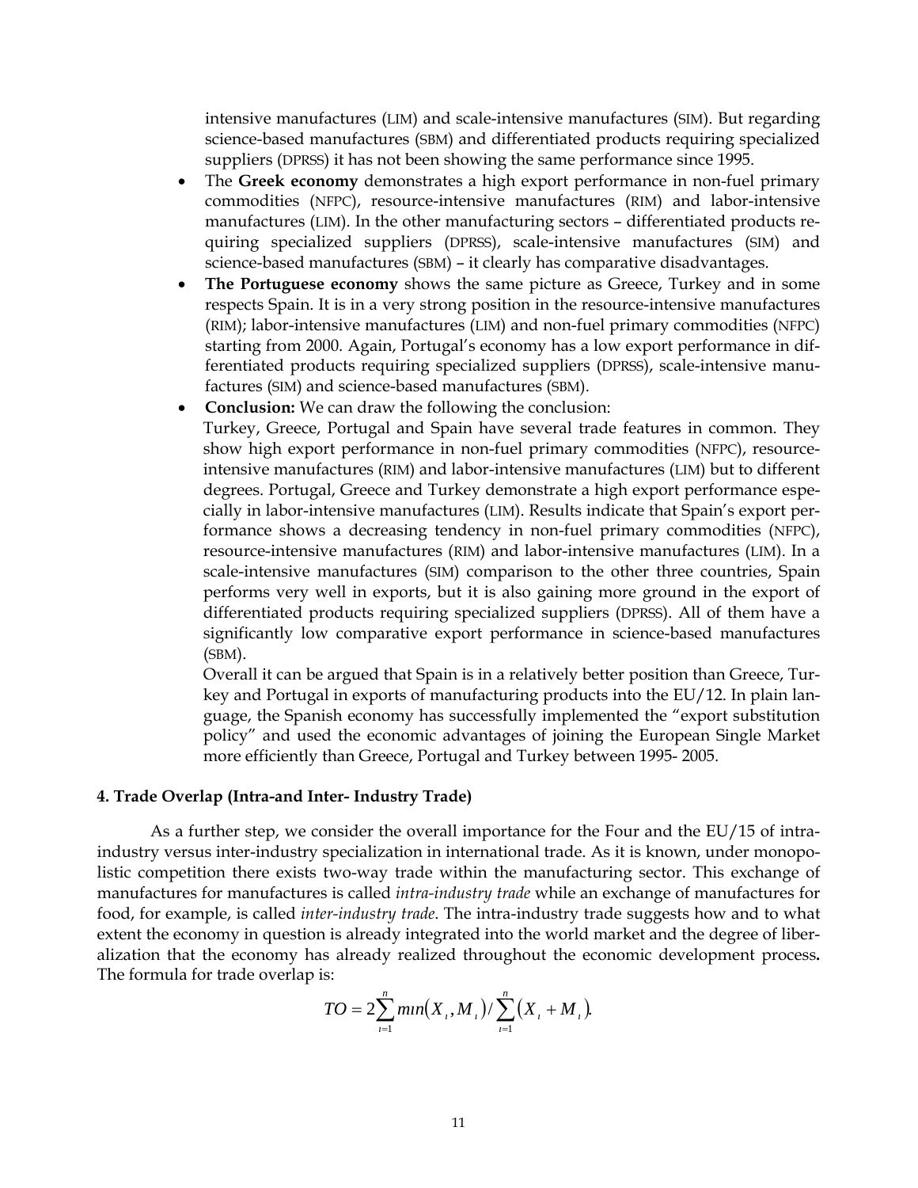intensive manufactures (LIM) and scale-intensive manufactures (SIM). But regarding science-based manufactures (SBM) and differentiated products requiring specialized suppliers (DPRSS) it has not been showing the same performance since 1995.

- The **Greek economy** demonstrates a high export performance in non-fuel primary commodities (NFPC), resource-intensive manufactures (RIM) and labor-intensive manufactures (LIM). In the other manufacturing sectors – differentiated products requiring specialized suppliers (DPRSS), scale-intensive manufactures (SIM) and science-based manufactures (SBM) – it clearly has comparative disadvantages.
- **The Portuguese economy** shows the same picture as Greece, Turkey and in some respects Spain. It is in a very strong position in the resource-intensive manufactures (RIM); labor-intensive manufactures (LIM) and non-fuel primary commodities (NFPC) starting from 2000. Again, Portugal's economy has a low export performance in differentiated products requiring specialized suppliers (DPRSS), scale-intensive manufactures (SIM) and science-based manufactures (SBM).
- **Conclusion:** We can draw the following the conclusion:

  Turkey, Greece, Portugal and Spain have several trade features in common. They show high export performance in non-fuel primary commodities (NFPC), resource-intensive manufactures (RIM) and labor-intensive manufactures (LIM) but to different degrees. Portugal, Greece and Turkey demonstrate a high export performance especially in labor-intensive manufactures (LIM). Results indicate that Spain's export performance shows a decreasing tendency in non-fuel primary commodities (NFPC), resource-intensive manufactures (RIM) and labor-intensive manufactures (LIM). In a scale-intensive manufactures (SIM) comparison to the other three countries, Spain performs very well in exports, but it is also gaining more ground in the export of differentiated products requiring specialized suppliers (DPRSS). All of them have a significantly low comparative export performance in science-based manufactures (SBM).

  Overall it can be argued that Spain is in a relatively better position than Greece, Turkey and Portugal in exports of manufacturing products into the EU/12. In plain language, the Spanish economy has successfully implemented the "export substitution policy" and used the economic advantages of joining the European Single Market more efficiently than Greece, Portugal and Turkey between 1995- 2005.

### 4. Trade Overlap (Intra-and Inter- Industry Trade)

As a further step, we consider the overall importance for the Four and the EU/15 of intra-industry versus inter-industry specialization in international trade. As it is known, under monopolistic competition there exists two-way trade within the manufacturing sector. This exchange of manufactures for manufactures is called *intra-industry trade* while an exchange of manufactures for food, for example, is called *inter-industry trade*. The intra-industry trade suggests how and to what extent the economy in question is already integrated into the world market and the degree of liberalization that the economy has already realized throughout the economic development process. The formula for trade overlap is:

$$TO = 2\sum_{\imath=1}^{n} m\imath n\left(X_{\imath}, M_{\imath}\right) / \sum_{\imath=1}^{n}\left(X_{\imath} + M_{\imath}\right).$$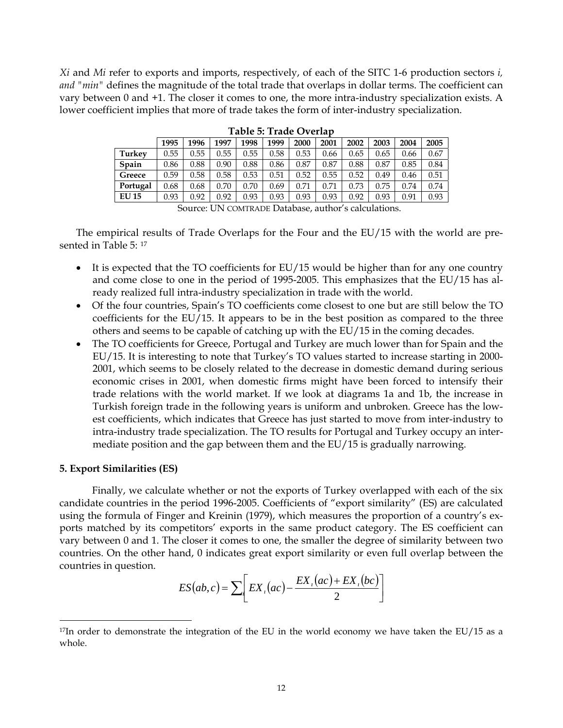*Xi* and *Mi* refer to exports and imports, respectively, of each of the SITC 1-6 production sectors *i, and "min"* defines the magnitude of the total trade that overlaps in dollar terms. The coefficient can vary between 0 and +1. The closer it comes to one, the more intra-industry specialization exists. A lower coefficient implies that more of trade takes the form of inter-industry specialization.

**Table 5: Trade Overlap**

| | 1995 | 1996 | 1997 | 1998 | 1999 | 2000 | 2001 | 2002 | 2003 | 2004 | 2005 |
|---|---|---|---|---|---|---|---|---|---|---|---|
| **Turkey** | 0.55 | 0.55 | 0.55 | 0.55 | 0.58 | 0.53 | 0.66 | 0.65 | 0.65 | 0.66 | 0.67 |
| **Spain** | 0.86 | 0.88 | 0.90 | 0.88 | 0.86 | 0.87 | 0.87 | 0.88 | 0.87 | 0.85 | 0.84 |
| **Greece** | 0.59 | 0.58 | 0.58 | 0.53 | 0.51 | 0.52 | 0.55 | 0.52 | 0.49 | 0.46 | 0.51 |
| **Portugal** | 0.68 | 0.68 | 0.70 | 0.70 | 0.69 | 0.71 | 0.71 | 0.73 | 0.75 | 0.74 | 0.74 |
| **EU 15** | 0.93 | 0.92 | 0.92 | 0.93 | 0.93 | 0.93 | 0.93 | 0.92 | 0.93 | 0.91 | 0.93 |

Source: UN COMTRADE Database, author's calculations.

The empirical results of Trade Overlaps for the Four and the EU/15 with the world are presented in Table 5: [17]

- It is expected that the TO coefficients for EU/15 would be higher than for any one country and come close to one in the period of 1995-2005. This emphasizes that the EU/15 has already realized full intra-industry specialization in trade with the world.
- Of the four countries, Spain's TO coefficients come closest to one but are still below the TO coefficients for the EU/15. It appears to be in the best position as compared to the three others and seems to be capable of catching up with the EU/15 in the coming decades.
- The TO coefficients for Greece, Portugal and Turkey are much lower than for Spain and the EU/15. It is interesting to note that Turkey's TO values started to increase starting in 2000-2001, which seems to be closely related to the decrease in domestic demand during serious economic crises in 2001, when domestic firms might have been forced to intensify their trade relations with the world market. If we look at diagrams 1a and 1b, the increase in Turkish foreign trade in the following years is uniform and unbroken. Greece has the lowest coefficients, which indicates that Greece has just started to move from inter-industry to intra-industry trade specialization. The TO results for Portugal and Turkey occupy an intermediate position and the gap between them and the EU/15 is gradually narrowing.

### 5. Export Similarities (ES)

Finally, we calculate whether or not the exports of Turkey overlapped with each of the six candidate countries in the period 1996-2005. Coefficients of "export similarity" (ES) are calculated using the formula of Finger and Kreinin (1979), which measures the proportion of a country's exports matched by its competitors' exports in the same product category. The ES coefficient can vary between 0 and 1. The closer it comes to one, the smaller the degree of similarity between two countries. On the other hand, 0 indicates great export similarity or even full overlap between the countries in question.

$$ES(ab,c) = \sum_{i}\left[EX_{i}(ac) - \frac{EX_{i}(ac) + EX_{i}(bc)}{2}\right]$$

---

[17] In order to demonstrate the integration of the EU in the world economy we have taken the EU/15 as a whole.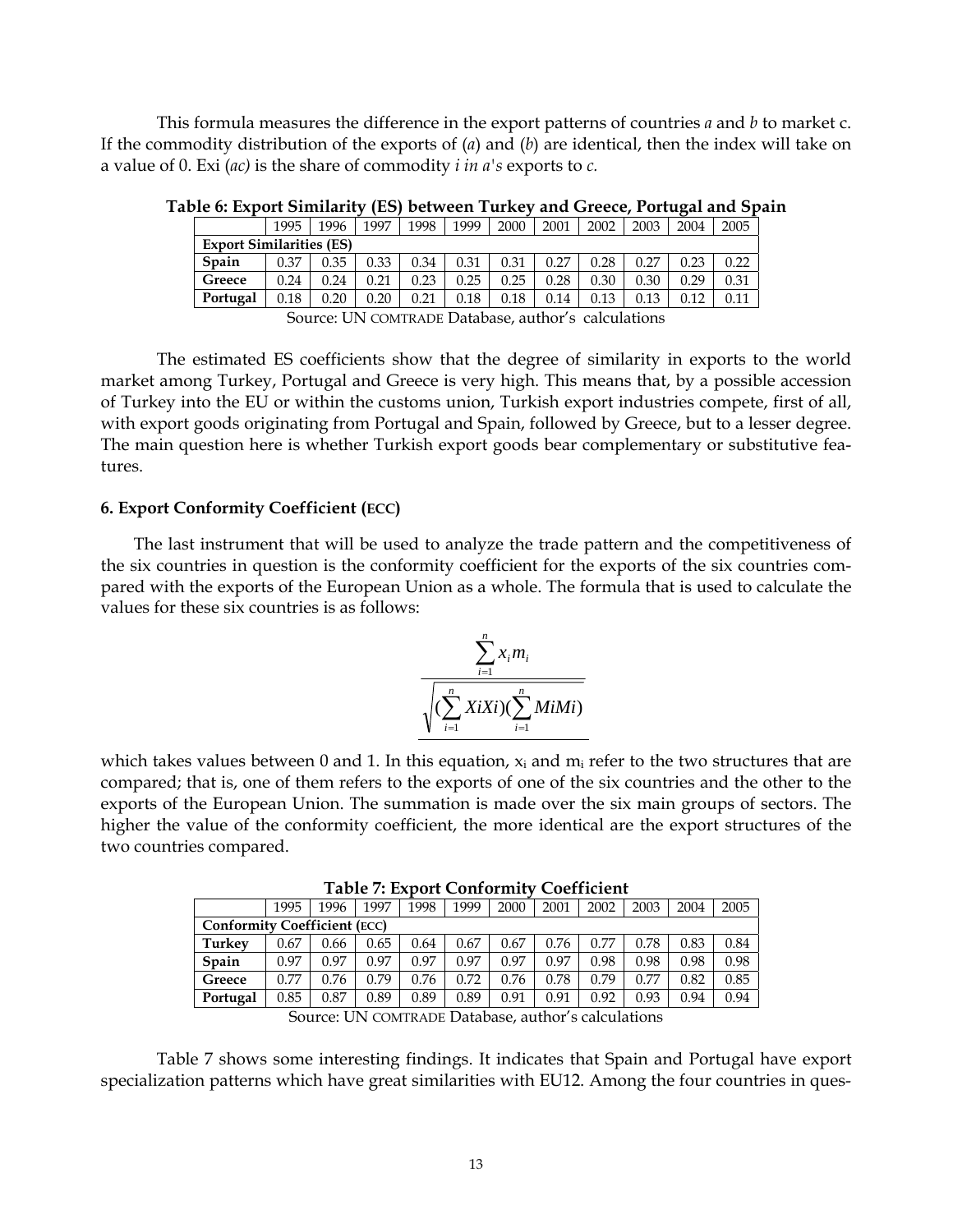This formula measures the difference in the export patterns of countries *a* and *b* to market c. If the commodity distribution of the exports of (*a*) and (*b*) are identical, then the index will take on a value of 0. Exi (*ac)* is the share of commodity *i in a's* exports to *c.*

**Table 6: Export Similarity (ES) between Turkey and Greece, Portugal and Spain**

| | 1995 | 1996 | 1997 | 1998 | 1999 | 2000 | 2001 | 2002 | 2003 | 2004 | 2005 |
|---|---|---|---|---|---|---|---|---|---|---|---|
| **Export Similarities (ES)** | | | | | | | | | | | |
| **Spain** | 0.37 | 0.35 | 0.33 | 0.34 | 0.31 | 0.31 | 0.27 | 0.28 | 0.27 | 0.23 | 0.22 |
| **Greece** | 0.24 | 0.24 | 0.21 | 0.23 | 0.25 | 0.25 | 0.28 | 0.30 | 0.30 | 0.29 | 0.31 |
| **Portugal** | 0.18 | 0.20 | 0.20 | 0.21 | 0.18 | 0.18 | 0.14 | 0.13 | 0.13 | 0.12 | 0.11 |

Source: UN COMTRADE Database, author's calculations

The estimated ES coefficients show that the degree of similarity in exports to the world market among Turkey, Portugal and Greece is very high. This means that, by a possible accession of Turkey into the EU or within the customs union, Turkish export industries compete, first of all, with export goods originating from Portugal and Spain, followed by Greece, but to a lesser degree. The main question here is whether Turkish export goods bear complementary or substitutive features.

### 6. Export Conformity Coefficient (ECC)

The last instrument that will be used to analyze the trade pattern and the competitiveness of the six countries in question is the conformity coefficient for the exports of the six countries compared with the exports of the European Union as a whole. The formula that is used to calculate the values for these six countries is as follows:

$$\frac{\sum_{i=1}^{n} x_i m_i}{\sqrt{(\sum_{i=1}^{n} XiXi)(\sum_{i=1}^{n} MiMi)}}$$

which takes values between 0 and 1. In this equation, $x_i$ and $m_i$ refer to the two structures that are compared; that is, one of them refers to the exports of one of the six countries and the other to the exports of the European Union. The summation is made over the six main groups of sectors. The higher the value of the conformity coefficient, the more identical are the export structures of the two countries compared.

**Table 7: Export Conformity Coefficient**

| | 1995 | 1996 | 1997 | 1998 | 1999 | 2000 | 2001 | 2002 | 2003 | 2004 | 2005 |
|---|---|---|---|---|---|---|---|---|---|---|---|
| **Conformity Coefficient (ECC)** | | | | | | | | | | | |
| **Turkey** | 0.67 | 0.66 | 0.65 | 0.64 | 0.67 | 0.67 | 0.76 | 0.77 | 0.78 | 0.83 | 0.84 |
| **Spain** | 0.97 | 0.97 | 0.97 | 0.97 | 0.97 | 0.97 | 0.97 | 0.98 | 0.98 | 0.98 | 0.98 |
| **Greece** | 0.77 | 0.76 | 0.79 | 0.76 | 0.72 | 0.76 | 0.78 | 0.79 | 0.77 | 0.82 | 0.85 |
| **Portugal** | 0.85 | 0.87 | 0.89 | 0.89 | 0.89 | 0.91 | 0.91 | 0.92 | 0.93 | 0.94 | 0.94 |

Source: UN COMTRADE Database, author's calculations

Table 7 shows some interesting findings. It indicates that Spain and Portugal have export specialization patterns which have great similarities with EU12. Among the four countries in ques-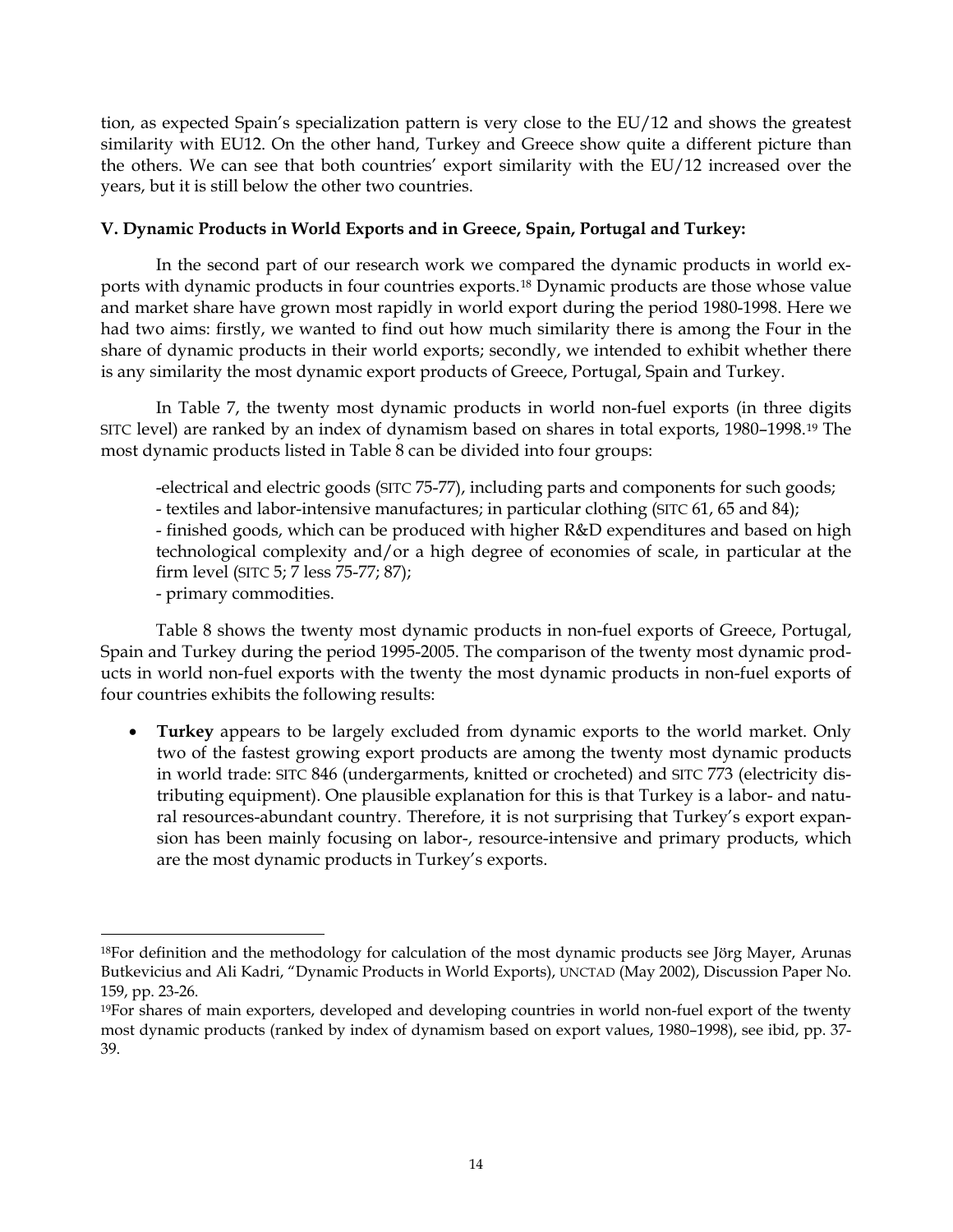tion, as expected Spain's specialization pattern is very close to the EU/12 and shows the greatest similarity with EU12. On the other hand, Turkey and Greece show quite a different picture than the others. We can see that both countries' export similarity with the EU/12 increased over the years, but it is still below the other two countries.

### V. Dynamic Products in World Exports and in Greece, Spain, Portugal and Turkey:

In the second part of our research work we compared the dynamic products in world exports with dynamic products in four countries exports.[18] Dynamic products are those whose value and market share have grown most rapidly in world export during the period 1980-1998. Here we had two aims: firstly, we wanted to find out how much similarity there is among the Four in the share of dynamic products in their world exports; secondly, we intended to exhibit whether there is any similarity the most dynamic export products of Greece, Portugal, Spain and Turkey.

In Table 7, the twenty most dynamic products in world non-fuel exports (in three digits SITC level) are ranked by an index of dynamism based on shares in total exports, 1980–1998.[19] The most dynamic products listed in Table 8 can be divided into four groups:

-electrical and electric goods (SITC 75-77), including parts and components for such goods;
- textiles and labor-intensive manufactures; in particular clothing (SITC 61, 65 and 84);
- finished goods, which can be produced with higher R&D expenditures and based on high technological complexity and/or a high degree of economies of scale, in particular at the firm level (SITC 5; 7 less 75-77; 87);
- primary commodities.

Table 8 shows the twenty most dynamic products in non-fuel exports of Greece, Portugal, Spain and Turkey during the period 1995-2005. The comparison of the twenty most dynamic products in world non-fuel exports with the twenty the most dynamic products in non-fuel exports of four countries exhibits the following results:

- **Turkey** appears to be largely excluded from dynamic exports to the world market. Only two of the fastest growing export products are among the twenty most dynamic products in world trade: SITC 846 (undergarments, knitted or crocheted) and SITC 773 (electricity distributing equipment). One plausible explanation for this is that Turkey is a labor- and natural resources-abundant country. Therefore, it is not surprising that Turkey's export expansion has been mainly focusing on labor-, resource-intensive and primary products, which are the most dynamic products in Turkey's exports.

---

[18]For definition and the methodology for calculation of the most dynamic products see Jörg Mayer, Arunas Butkevicius and Ali Kadri, "Dynamic Products in World Exports), UNCTAD (May 2002), Discussion Paper No. 159, pp. 23-26.

[19]For shares of main exporters, developed and developing countries in world non-fuel export of the twenty most dynamic products (ranked by index of dynamism based on export values, 1980–1998), see ibid, pp. 37-39.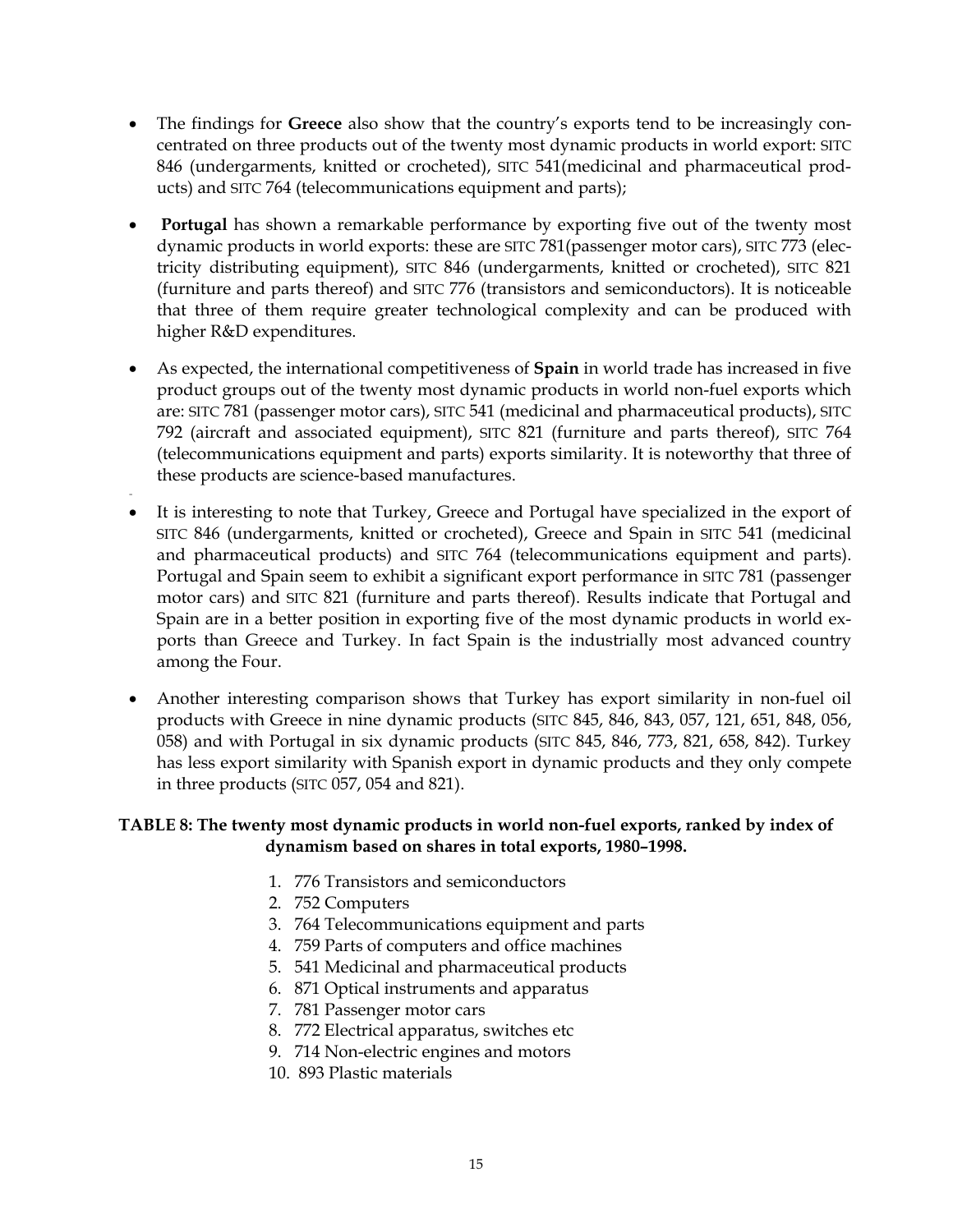- The findings for **Greece** also show that the country's exports tend to be increasingly concentrated on three products out of the twenty most dynamic products in world export: SITC 846 (undergarments, knitted or crocheted), SITC 541(medicinal and pharmaceutical products) and SITC 764 (telecommunications equipment and parts);

- **Portugal** has shown a remarkable performance by exporting five out of the twenty most dynamic products in world exports: these are SITC 781(passenger motor cars), SITC 773 (electricity distributing equipment), SITC 846 (undergarments, knitted or crocheted), SITC 821 (furniture and parts thereof) and SITC 776 (transistors and semiconductors). It is noticeable that three of them require greater technological complexity and can be produced with higher R&D expenditures.

- As expected, the international competitiveness of **Spain** in world trade has increased in five product groups out of the twenty most dynamic products in world non-fuel exports which are: SITC 781 (passenger motor cars), SITC 541 (medicinal and pharmaceutical products), SITC 792 (aircraft and associated equipment), SITC 821 (furniture and parts thereof), SITC 764 (telecommunications equipment and parts) exports similarity. It is noteworthy that three of these products are science-based manufactures.

- It is interesting to note that Turkey, Greece and Portugal have specialized in the export of SITC 846 (undergarments, knitted or crocheted), Greece and Spain in SITC 541 (medicinal and pharmaceutical products) and SITC 764 (telecommunications equipment and parts). Portugal and Spain seem to exhibit a significant export performance in SITC 781 (passenger motor cars) and SITC 821 (furniture and parts thereof). Results indicate that Portugal and Spain are in a better position in exporting five of the most dynamic products in world exports than Greece and Turkey. In fact Spain is the industrially most advanced country among the Four.

- Another interesting comparison shows that Turkey has export similarity in non-fuel oil products with Greece in nine dynamic products (SITC 845, 846, 843, 057, 121, 651, 848, 056, 058) and with Portugal in six dynamic products (SITC 845, 846, 773, 821, 658, 842). Turkey has less export similarity with Spanish export in dynamic products and they only compete in three products (SITC 057, 054 and 821).

**TABLE 8: The twenty most dynamic products in world non-fuel exports, ranked by index of dynamism based on shares in total exports, 1980–1998.**

1. 776 Transistors and semiconductors
2. 752 Computers
3. 764 Telecommunications equipment and parts
4. 759 Parts of computers and office machines
5. 541 Medicinal and pharmaceutical products
6. 871 Optical instruments and apparatus
7. 781 Passenger motor cars
8. 772 Electrical apparatus, switches etc
9. 714 Non-electric engines and motors
10. 893 Plastic materials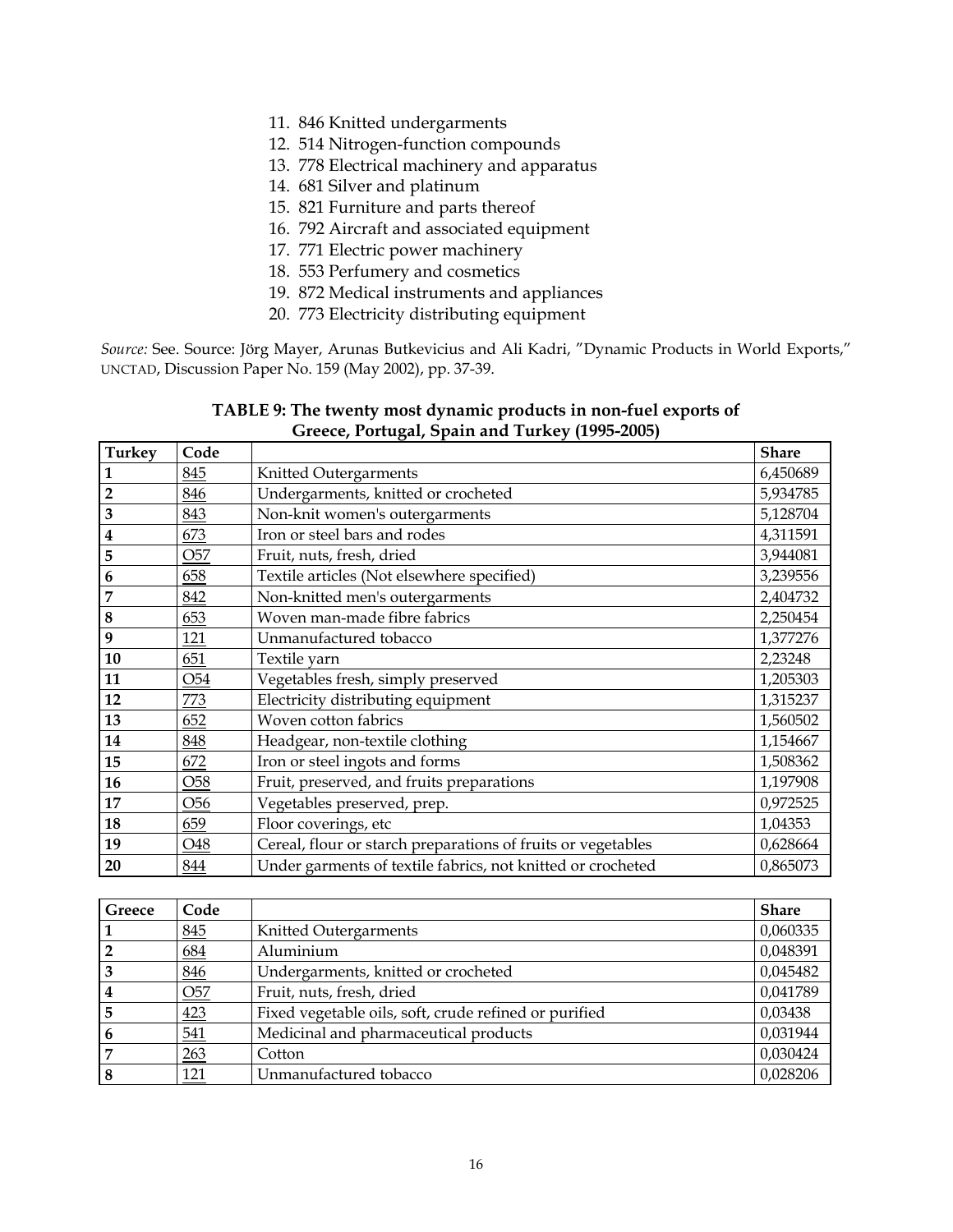11. 846 Knitted undergarments
12. 514 Nitrogen-function compounds
13. 778 Electrical machinery and apparatus
14. 681 Silver and platinum
15. 821 Furniture and parts thereof
16. 792 Aircraft and associated equipment
17. 771 Electric power machinery
18. 553 Perfumery and cosmetics
19. 872 Medical instruments and appliances
20. 773 Electricity distributing equipment

*Source:* See. Source: Jörg Mayer, Arunas Butkevicius and Ali Kadri, "Dynamic Products in World Exports," UNCTAD, Discussion Paper No. 159 (May 2002), pp. 37-39.

**TABLE 9: The twenty most dynamic products in non-fuel exports of Greece, Portugal, Spain and Turkey (1995-2005)**

| Turkey | Code | | Share |
|---|---|---|---|
| 1 | 845 | Knitted Outergarments | 6,450689 |
| 2 | 846 | Undergarments, knitted or crocheted | 5,934785 |
| 3 | 843 | Non-knit women's outergarments | 5,128704 |
| 4 | 673 | Iron or steel bars and rodes | 4,311591 |
| 5 | O57 | Fruit, nuts, fresh, dried | 3,944081 |
| 6 | 658 | Textile articles (Not elsewhere specified) | 3,239556 |
| 7 | 842 | Non-knitted men's outergarments | 2,404732 |
| 8 | 653 | Woven man-made fibre fabrics | 2,250454 |
| 9 | 121 | Unmanufactured tobacco | 1,377276 |
| 10 | 651 | Textile yarn | 2,23248 |
| 11 | O54 | Vegetables fresh, simply preserved | 1,205303 |
| 12 | 773 | Electricity distributing equipment | 1,315237 |
| 13 | 652 | Woven cotton fabrics | 1,560502 |
| 14 | 848 | Headgear, non-textile clothing | 1,154667 |
| 15 | 672 | Iron or steel ingots and forms | 1,508362 |
| 16 | O58 | Fruit, preserved, and fruits preparations | 1,197908 |
| 17 | O56 | Vegetables preserved, prep. | 0,972525 |
| 18 | 659 | Floor coverings, etc | 1,04353 |
| 19 | O48 | Cereal, flour or starch preparations of fruits or vegetables | 0,628664 |
| 20 | 844 | Under garments of textile fabrics, not knitted or crocheted | 0,865073 |

| Greece | Code | | Share |
|---|---|---|---|
| 1 | 845 | Knitted Outergarments | 0,060335 |
| 2 | 684 | Aluminium | 0,048391 |
| 3 | 846 | Undergarments, knitted or crocheted | 0,045482 |
| 4 | O57 | Fruit, nuts, fresh, dried | 0,041789 |
| 5 | 423 | Fixed vegetable oils, soft, crude refined or purified | 0,03438 |
| 6 | 541 | Medicinal and pharmaceutical products | 0,031944 |
| 7 | 263 | Cotton | 0,030424 |
| 8 | 121 | Unmanufactured tobacco | 0,028206 |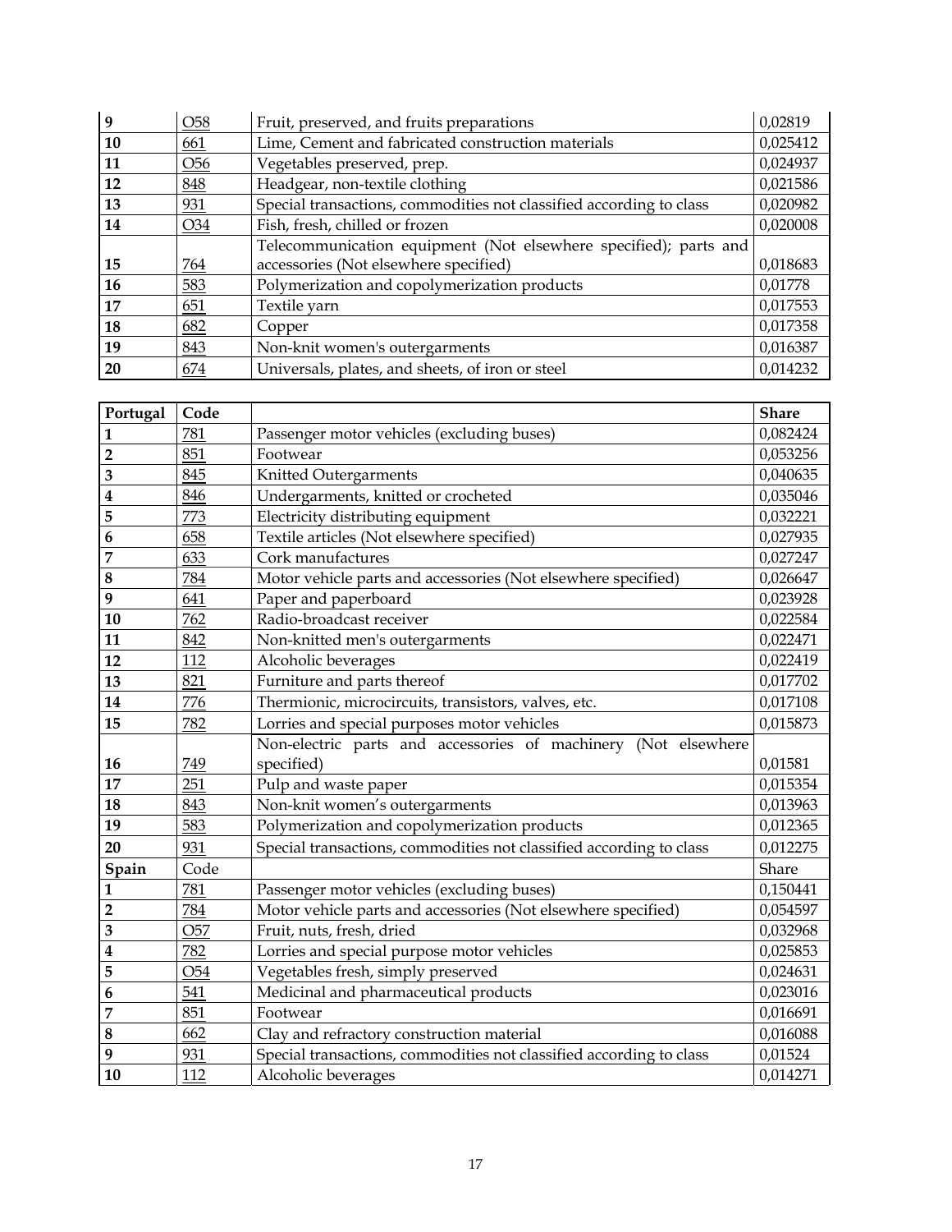| | | | |
|---|---|---|---|
| 9 | O58 | Fruit, preserved, and fruits preparations | 0,02819 |
| 10 | 661 | Lime, Cement and fabricated construction materials | 0,025412 |
| 11 | O56 | Vegetables preserved, prep. | 0,024937 |
| 12 | 848 | Headgear, non-textile clothing | 0,021586 |
| 13 | 931 | Special transactions, commodities not classified according to class | 0,020982 |
| 14 | O34 | Fish, fresh, chilled or frozen | 0,020008 |
| 15 | 764 | Telecommunication equipment (Not elsewhere specified); parts and accessories (Not elsewhere specified) | 0,018683 |
| 16 | 583 | Polymerization and copolymerization products | 0,01778 |
| 17 | 651 | Textile yarn | 0,017553 |
| 18 | 682 | Copper | 0,017358 |
| 19 | 843 | Non-knit women's outergarments | 0,016387 |
| 20 | 674 | Universals, plates, and sheets, of iron or steel | 0,014232 |

| Portugal | Code | | Share |
|---|---|---|---|
| 1 | 781 | Passenger motor vehicles (excluding buses) | 0,082424 |
| 2 | 851 | Footwear | 0,053256 |
| 3 | 845 | Knitted Outergarments | 0,040635 |
| 4 | 846 | Undergarments, knitted or crocheted | 0,035046 |
| 5 | 773 | Electricity distributing equipment | 0,032221 |
| 6 | 658 | Textile articles (Not elsewhere specified) | 0,027935 |
| 7 | 633 | Cork manufactures | 0,027247 |
| 8 | 784 | Motor vehicle parts and accessories (Not elsewhere specified) | 0,026647 |
| 9 | 641 | Paper and paperboard | 0,023928 |
| 10 | 762 | Radio-broadcast receiver | 0,022584 |
| 11 | 842 | Non-knitted men's outergarments | 0,022471 |
| 12 | 112 | Alcoholic beverages | 0,022419 |
| 13 | 821 | Furniture and parts thereof | 0,017702 |
| 14 | 776 | Thermionic, microcircuits, transistors, valves, etc. | 0,017108 |
| 15 | 782 | Lorries and special purposes motor vehicles | 0,015873 |
| 16 | 749 | Non-electric parts and accessories of machinery (Not elsewhere specified) | 0,01581 |
| 17 | 251 | Pulp and waste paper | 0,015354 |
| 18 | 843 | Non-knit women's outergarments | 0,013963 |
| 19 | 583 | Polymerization and copolymerization products | 0,012365 |
| 20 | 931 | Special transactions, commodities not classified according to class | 0,012275 |
| Spain | Code | | Share |
| 1 | 781 | Passenger motor vehicles (excluding buses) | 0,150441 |
| 2 | 784 | Motor vehicle parts and accessories (Not elsewhere specified) | 0,054597 |
| 3 | O57 | Fruit, nuts, fresh, dried | 0,032968 |
| 4 | 782 | Lorries and special purpose motor vehicles | 0,025853 |
| 5 | O54 | Vegetables fresh, simply preserved | 0,024631 |
| 6 | 541 | Medicinal and pharmaceutical products | 0,023016 |
| 7 | 851 | Footwear | 0,016691 |
| 8 | 662 | Clay and refractory construction material | 0,016088 |
| 9 | 931 | Special transactions, commodities not classified according to class | 0,01524 |
| 10 | 112 | Alcoholic beverages | 0,014271 |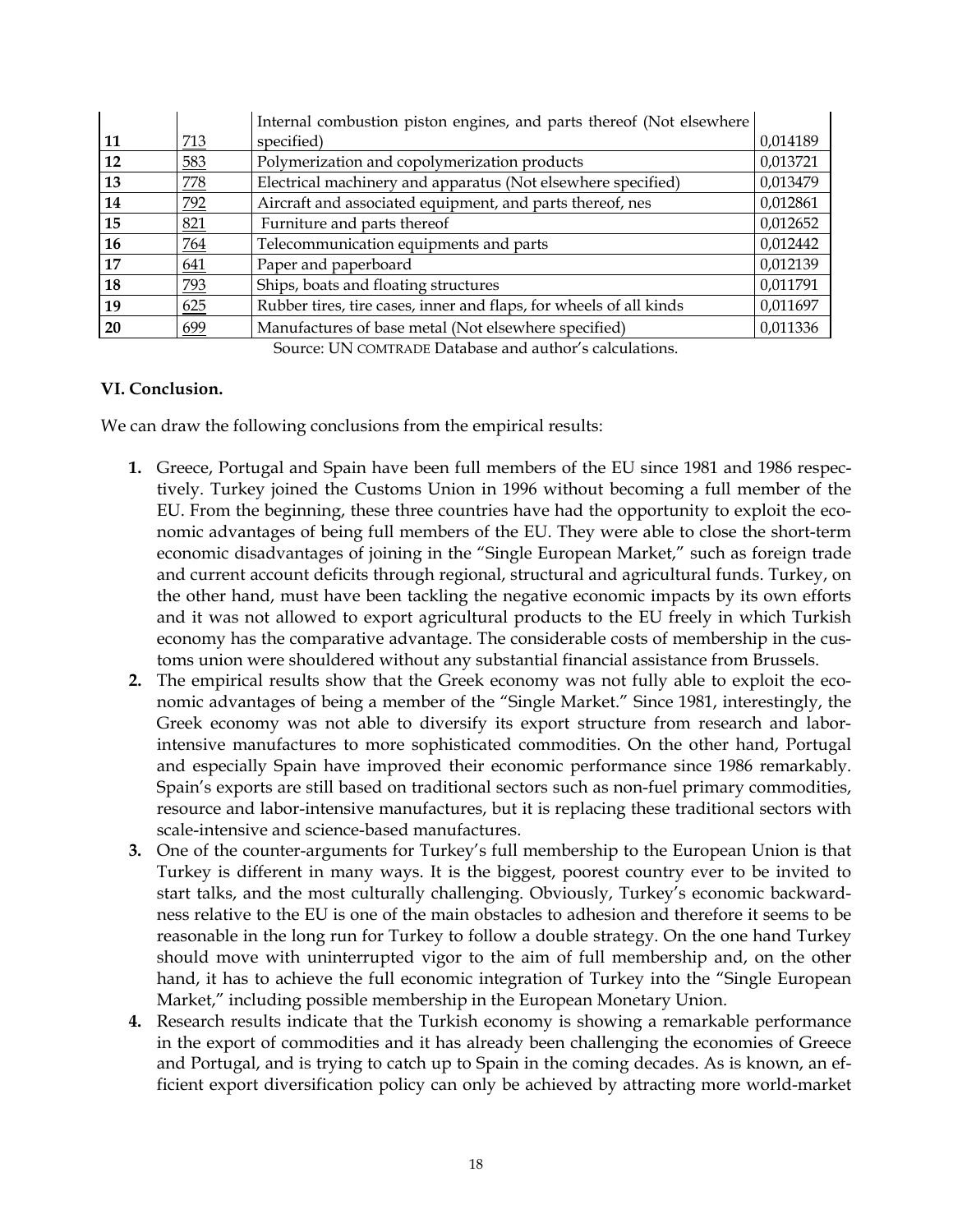| | | | |
|---|---|---|---|
| **11** | 713 | Internal combustion piston engines, and parts thereof (Not elsewhere specified) | 0,014189 |
| **12** | 583 | Polymerization and copolymerization products | 0,013721 |
| **13** | 778 | Electrical machinery and apparatus (Not elsewhere specified) | 0,013479 |
| **14** | 792 | Aircraft and associated equipment, and parts thereof, nes | 0,012861 |
| **15** | 821 | Furniture and parts thereof | 0,012652 |
| **16** | 764 | Telecommunication equipments and parts | 0,012442 |
| **17** | 641 | Paper and paperboard | 0,012139 |
| **18** | 793 | Ships, boats and floating structures | 0,011791 |
| **19** | 625 | Rubber tires, tire cases, inner and flaps, for wheels of all kinds | 0,011697 |
| **20** | 699 | Manufactures of base metal (Not elsewhere specified) | 0,011336 |

Source: UN COMTRADE Database and author's calculations.

### VI. Conclusion.

We can draw the following conclusions from the empirical results:

1. Greece, Portugal and Spain have been full members of the EU since 1981 and 1986 respectively. Turkey joined the Customs Union in 1996 without becoming a full member of the EU. From the beginning, these three countries have had the opportunity to exploit the economic advantages of being full members of the EU. They were able to close the short-term economic disadvantages of joining in the "Single European Market," such as foreign trade and current account deficits through regional, structural and agricultural funds. Turkey, on the other hand, must have been tackling the negative economic impacts by its own efforts and it was not allowed to export agricultural products to the EU freely in which Turkish economy has the comparative advantage. The considerable costs of membership in the customs union were shouldered without any substantial financial assistance from Brussels.
2. The empirical results show that the Greek economy was not fully able to exploit the economic advantages of being a member of the "Single Market." Since 1981, interestingly, the Greek economy was not able to diversify its export structure from research and labor-intensive manufactures to more sophisticated commodities. On the other hand, Portugal and especially Spain have improved their economic performance since 1986 remarkably. Spain's exports are still based on traditional sectors such as non-fuel primary commodities, resource and labor-intensive manufactures, but it is replacing these traditional sectors with scale-intensive and science-based manufactures.
3. One of the counter-arguments for Turkey's full membership to the European Union is that Turkey is different in many ways. It is the biggest, poorest country ever to be invited to start talks, and the most culturally challenging. Obviously, Turkey's economic backwardness relative to the EU is one of the main obstacles to adhesion and therefore it seems to be reasonable in the long run for Turkey to follow a double strategy. On the one hand Turkey should move with uninterrupted vigor to the aim of full membership and, on the other hand, it has to achieve the full economic integration of Turkey into the "Single European Market," including possible membership in the European Monetary Union.
4. Research results indicate that the Turkish economy is showing a remarkable performance in the export of commodities and it has already been challenging the economies of Greece and Portugal, and is trying to catch up to Spain in the coming decades. As is known, an efficient export diversification policy can only be achieved by attracting more world-market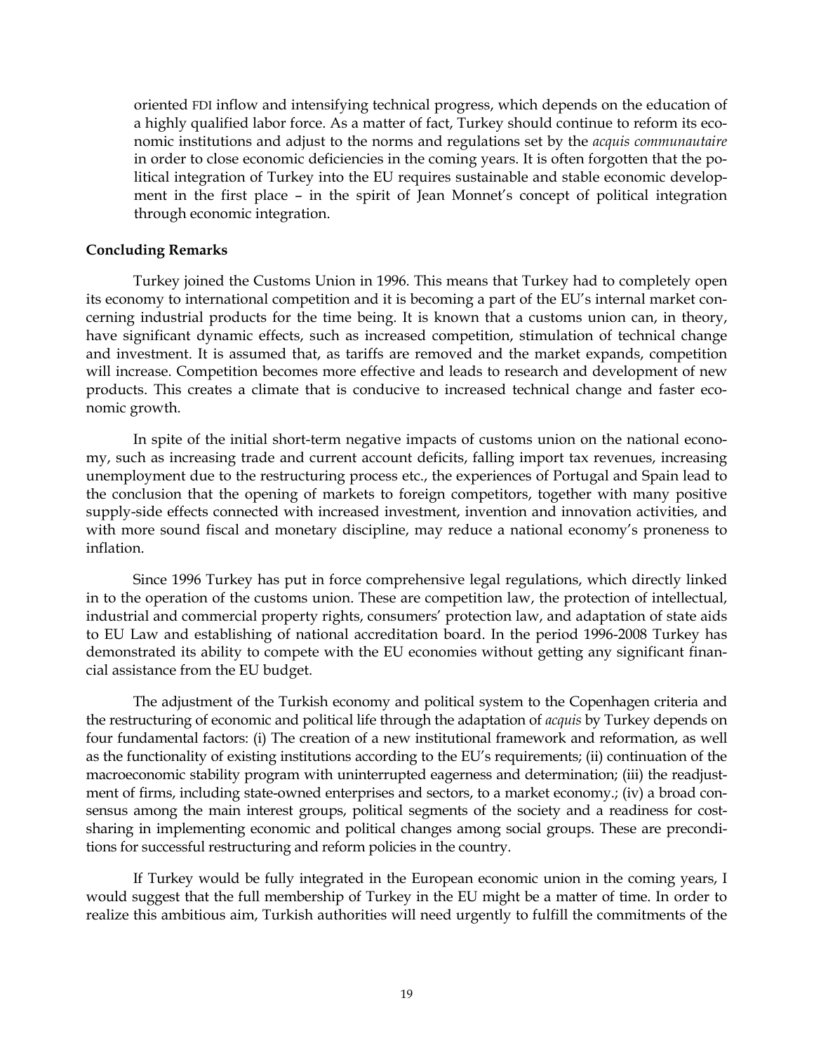oriented FDI inflow and intensifying technical progress, which depends on the education of a highly qualified labor force. As a matter of fact, Turkey should continue to reform its economic institutions and adjust to the norms and regulations set by the *acquis communautaire* in order to close economic deficiencies in the coming years. It is often forgotten that the political integration of Turkey into the EU requires sustainable and stable economic development in the first place – in the spirit of Jean Monnet's concept of political integration through economic integration.

**Concluding Remarks**

Turkey joined the Customs Union in 1996. This means that Turkey had to completely open its economy to international competition and it is becoming a part of the EU's internal market concerning industrial products for the time being. It is known that a customs union can, in theory, have significant dynamic effects, such as increased competition, stimulation of technical change and investment. It is assumed that, as tariffs are removed and the market expands, competition will increase. Competition becomes more effective and leads to research and development of new products. This creates a climate that is conducive to increased technical change and faster economic growth.

In spite of the initial short-term negative impacts of customs union on the national economy, such as increasing trade and current account deficits, falling import tax revenues, increasing unemployment due to the restructuring process etc., the experiences of Portugal and Spain lead to the conclusion that the opening of markets to foreign competitors, together with many positive supply-side effects connected with increased investment, invention and innovation activities, and with more sound fiscal and monetary discipline, may reduce a national economy's proneness to inflation.

Since 1996 Turkey has put in force comprehensive legal regulations, which directly linked in to the operation of the customs union. These are competition law, the protection of intellectual, industrial and commercial property rights, consumers' protection law, and adaptation of state aids to EU Law and establishing of national accreditation board. In the period 1996-2008 Turkey has demonstrated its ability to compete with the EU economies without getting any significant financial assistance from the EU budget.

The adjustment of the Turkish economy and political system to the Copenhagen criteria and the restructuring of economic and political life through the adaptation of *acquis* by Turkey depends on four fundamental factors: (i) The creation of a new institutional framework and reformation, as well as the functionality of existing institutions according to the EU's requirements; (ii) continuation of the macroeconomic stability program with uninterrupted eagerness and determination; (iii) the readjustment of firms, including state-owned enterprises and sectors, to a market economy.; (iv) a broad consensus among the main interest groups, political segments of the society and a readiness for cost-sharing in implementing economic and political changes among social groups. These are preconditions for successful restructuring and reform policies in the country.

If Turkey would be fully integrated in the European economic union in the coming years, I would suggest that the full membership of Turkey in the EU might be a matter of time. In order to realize this ambitious aim, Turkish authorities will need urgently to fulfill the commitments of the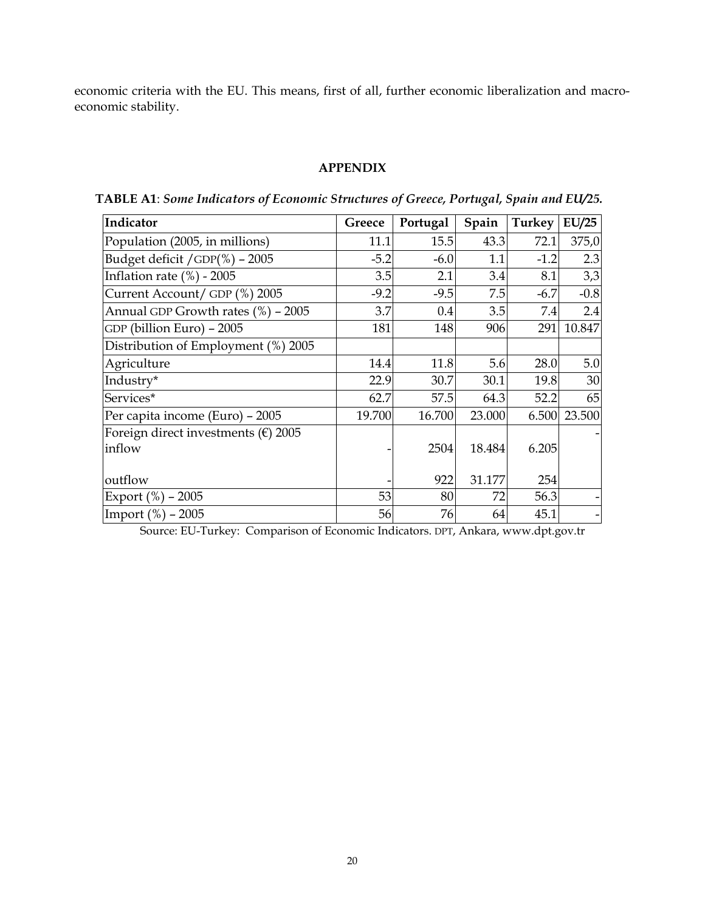economic criteria with the EU. This means, first of all, further economic liberalization and macro-economic stability.

## APPENDIX

**TABLE A1**: *Some Indicators of Economic Structures of Greece, Portugal, Spain and EU/25.*

| Indicator | Greece | Portugal | Spain | Turkey | EU/25 |
|---|---|---|---|---|---|
| Population (2005, in millions) | 11.1 | 15.5 | 43.3 | 72.1 | 375,0 |
| Budget deficit /GDP(%) – 2005 | -5.2 | -6.0 | 1.1 | -1.2 | 2.3 |
| Inflation rate (%) - 2005 | 3.5 | 2.1 | 3.4 | 8.1 | 3,3 |
| Current Account/ GDP (%) 2005 | -9.2 | -9.5 | 7.5 | -6.7 | -0.8 |
| Annual GDP Growth rates (%) – 2005 | 3.7 | 0.4 | 3.5 | 7.4 | 2.4 |
| GDP (billion Euro) – 2005 | 181 | 148 | 906 | 291 | 10.847 |
| Distribution of Employment (%) 2005 | | | | | |
| Agriculture | 14.4 | 11.8 | 5.6 | 28.0 | 5.0 |
| Industry* | 22.9 | 30.7 | 30.1 | 19.8 | 30 |
| Services* | 62.7 | 57.5 | 64.3 | 52.2 | 65 |
| Per capita income (Euro) – 2005 | 19.700 | 16.700 | 23.000 | 6.500 | 23.500 |
| Foreign direct investments (€) 2005 inflow | - | 2504 | 18.484 | 6.205 | - |
| outflow | - | 922 | 31.177 | 254 | |
| Export (%) – 2005 | 53 | 80 | 72 | 56.3 | - |
| Import (%) – 2005 | 56 | 76 | 64 | 45.1 | - |

Source: EU-Turkey: Comparison of Economic Indicators. DPT, Ankara, www.dpt.gov.tr